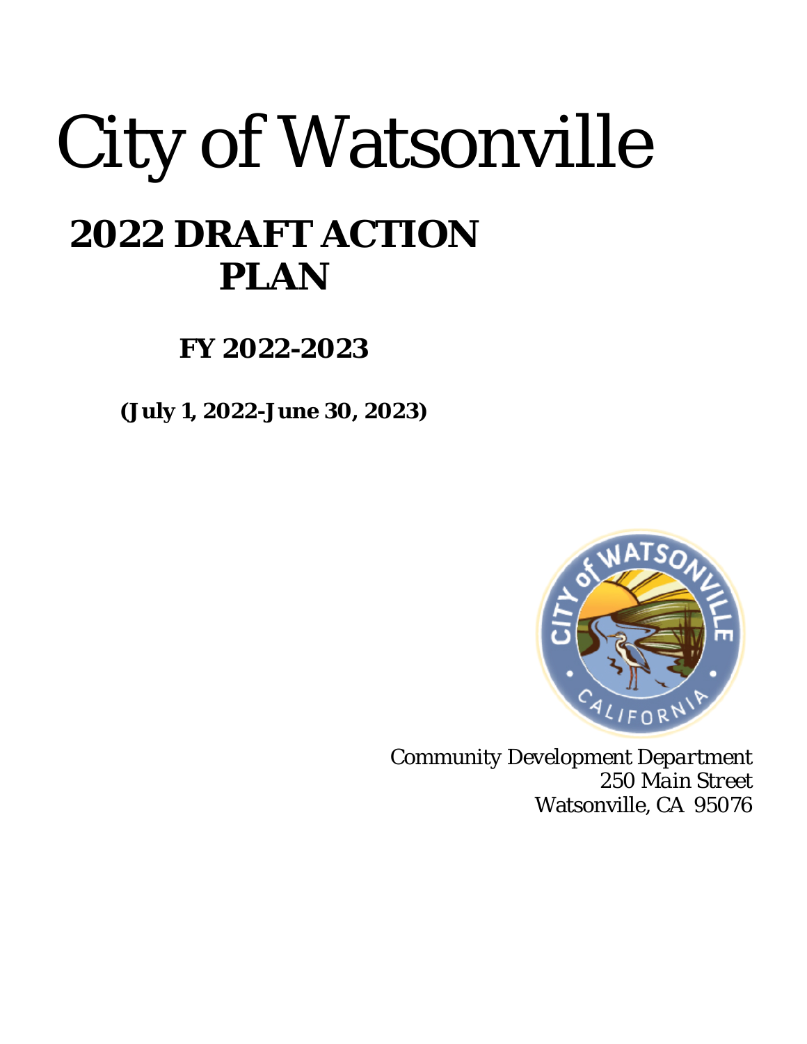# City of Watsonville

## 2022 DRAFT ACTION PLAN

### FY 2022-2023

**(July 1, 2022-June 30, 2023)**

*Community Development Department*
*250 Main Street*
Watsonville, CA 95076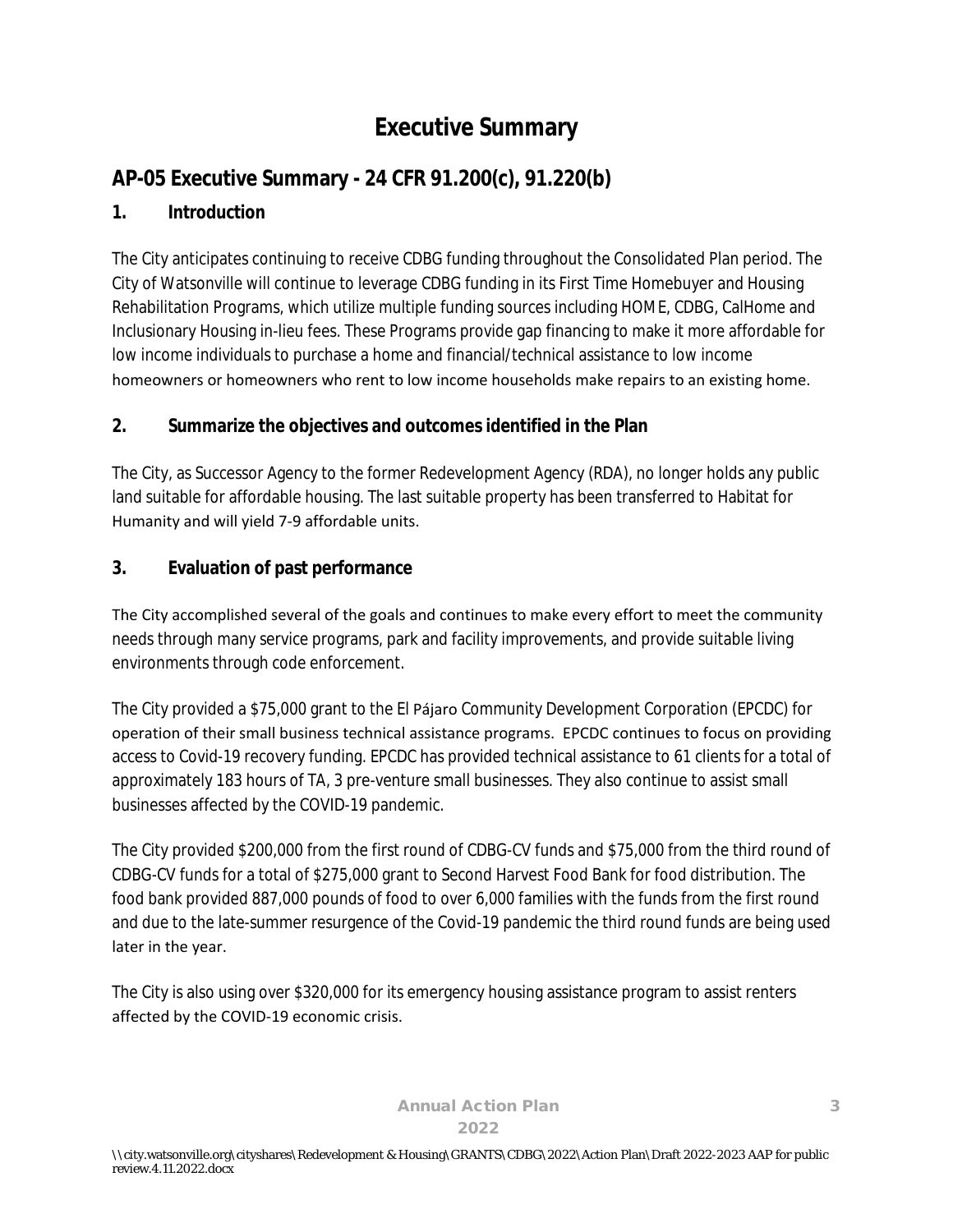# Executive Summary

## AP-05 Executive Summary - 24 CFR 91.200(c), 91.220(b)

### 1. Introduction

The City anticipates continuing to receive CDBG funding throughout the Consolidated Plan period. The City of Watsonville will continue to leverage CDBG funding in its First Time Homebuyer and Housing Rehabilitation Programs, which utilize multiple funding sources including HOME, CDBG, CalHome and Inclusionary Housing in-lieu fees. These Programs provide gap financing to make it more affordable for low income individuals to purchase a home and financial/technical assistance to low income homeowners or homeowners who rent to low income households make repairs to an existing home.

### 2. Summarize the objectives and outcomes identified in the Plan

The City, as Successor Agency to the former Redevelopment Agency (RDA), no longer holds any public land suitable for affordable housing. The last suitable property has been transferred to Habitat for Humanity and will yield 7-9 affordable units.

### 3. Evaluation of past performance

The City accomplished several of the goals and continues to make every effort to meet the community needs through many service programs, park and facility improvements, and provide suitable living environments through code enforcement.

The City provided a $75,000 grant to the El Pájaro Community Development Corporation (EPCDC) for operation of their small business technical assistance programs. EPCDC continues to focus on providing access to Covid-19 recovery funding. EPCDC has provided technical assistance to 61 clients for a total of approximately 183 hours of TA, 3 pre-venture small businesses. They also continue to assist small businesses affected by the COVID-19 pandemic.

The City provided $200,000 from the first round of CDBG-CV funds and $75,000 from the third round of CDBG-CV funds for a total of $275,000 grant to Second Harvest Food Bank for food distribution. The food bank provided 887,000 pounds of food to over 6,000 families with the funds from the first round and due to the late-summer resurgence of the Covid-19 pandemic the third round funds are being used later in the year.

The City is also using over $320,000 for its emergency housing assistance program to assist renters affected by the COVID-19 economic crisis.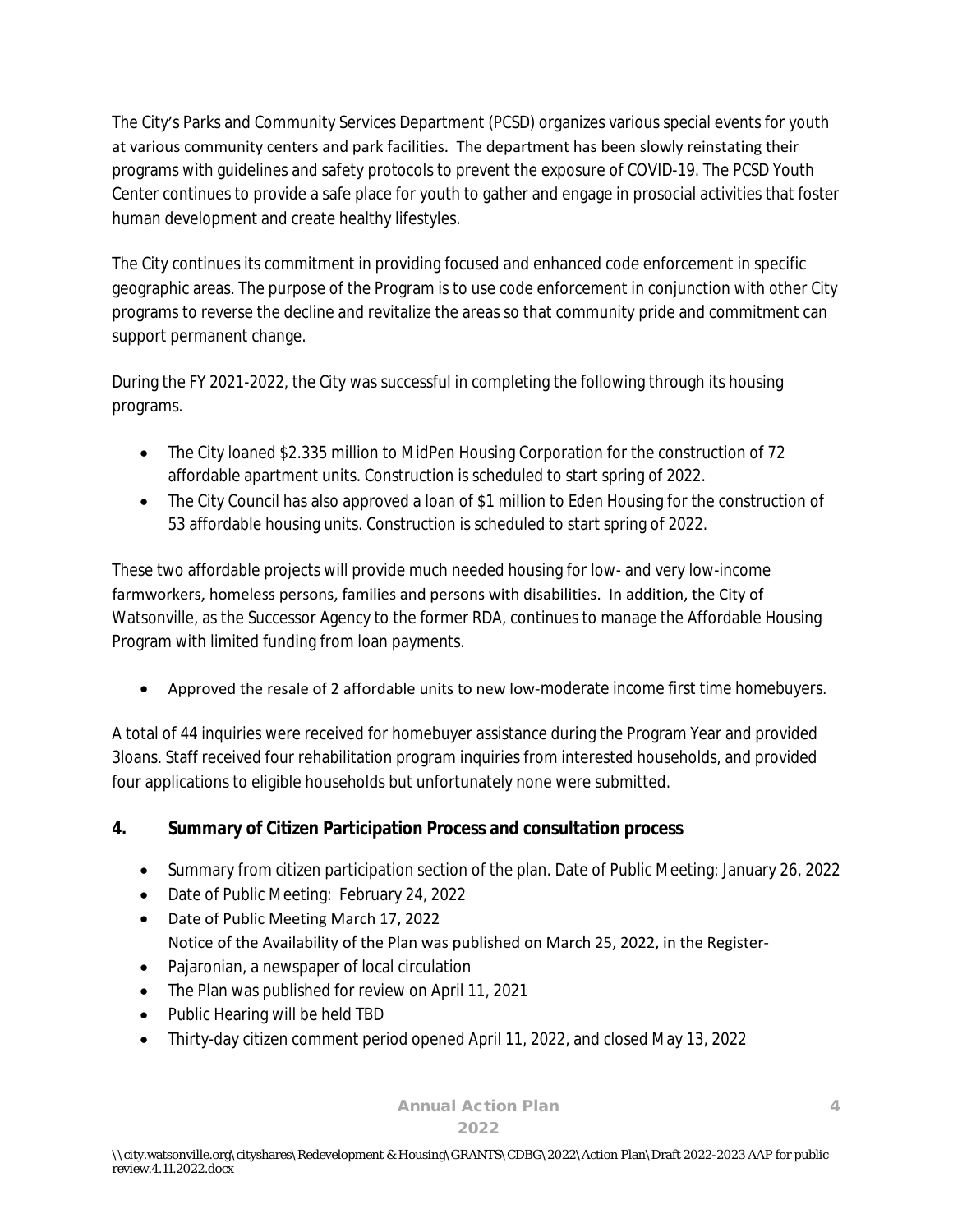The City's Parks and Community Services Department (PCSD) organizes various special events for youth at various community centers and park facilities. The department has been slowly reinstating their programs with guidelines and safety protocols to prevent the exposure of COVID-19. The PCSD Youth Center continues to provide a safe place for youth to gather and engage in prosocial activities that foster human development and create healthy lifestyles.

The City continues its commitment in providing focused and enhanced code enforcement in specific geographic areas. The purpose of the Program is to use code enforcement in conjunction with other City programs to reverse the decline and revitalize the areas so that community pride and commitment can support permanent change.

During the FY 2021-2022, the City was successful in completing the following through its housing programs.

- The City loaned $2.335 million to MidPen Housing Corporation for the construction of 72 affordable apartment units. Construction is scheduled to start spring of 2022.
- The City Council has also approved a loan of $1 million to Eden Housing for the construction of 53 affordable housing units. Construction is scheduled to start spring of 2022.

These two affordable projects will provide much needed housing for low- and very low-income farmworkers, homeless persons, families and persons with disabilities. In addition, the City of Watsonville, as the Successor Agency to the former RDA, continues to manage the Affordable Housing Program with limited funding from loan payments.

- Approved the resale of 2 affordable units to new low-moderate income first time homebuyers.

A total of 44 inquiries were received for homebuyer assistance during the Program Year and provided 3loans. Staff received four rehabilitation program inquiries from interested households, and provided four applications to eligible households but unfortunately none were submitted.

## 4. Summary of Citizen Participation Process and consultation process

- Summary from citizen participation section of the plan. Date of Public Meeting: January 26, 2022
- Date of Public Meeting: February 24, 2022
- Date of Public Meeting March 17, 2022
  Notice of the Availability of the Plan was published on March 25, 2022, in the Register-
- Pajaronian, a newspaper of local circulation
- The Plan was published for review on April 11, 2021
- Public Hearing will be held TBD
- Thirty-day citizen comment period opened April 11, 2022, and closed May 13, 2022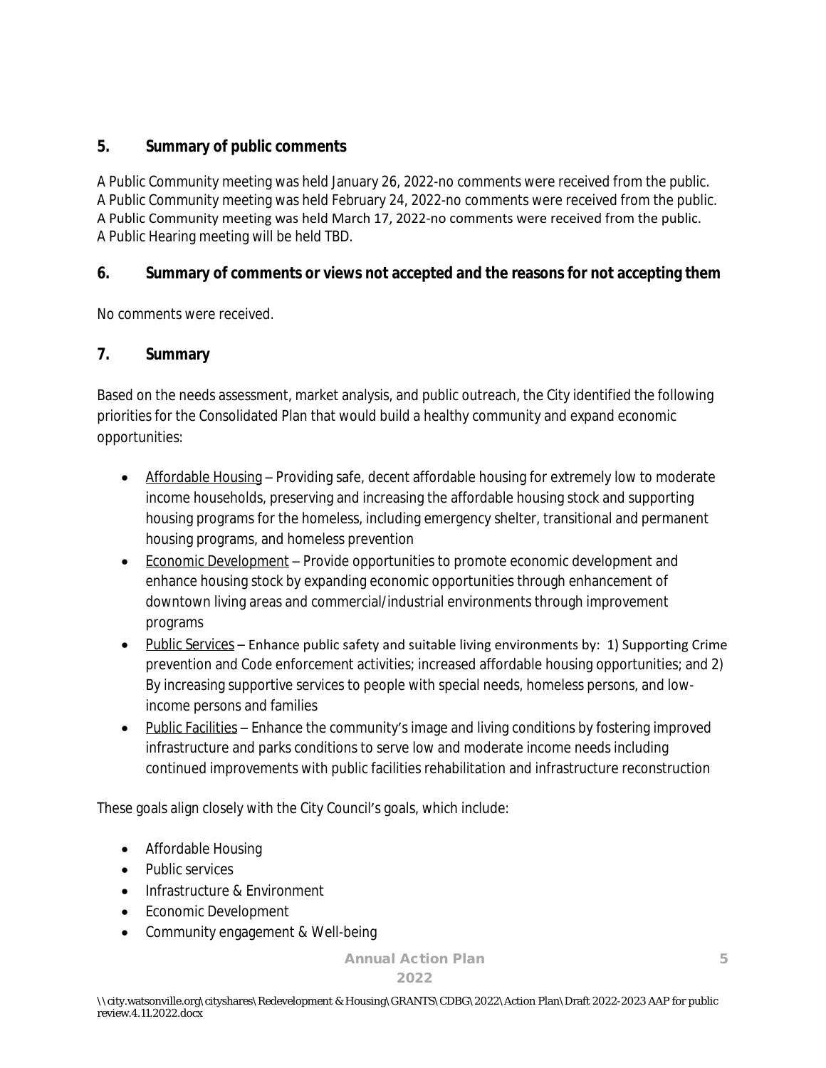## 5. Summary of public comments

A Public Community meeting was held January 26, 2022-no comments were received from the public.
A Public Community meeting was held February 24, 2022-no comments were received from the public.
A Public Community meeting was held March 17, 2022-no comments were received from the public.
A Public Hearing meeting will be held TBD.

## 6. Summary of comments or views not accepted and the reasons for not accepting them

No comments were received.

## 7. Summary

Based on the needs assessment, market analysis, and public outreach, the City identified the following priorities for the Consolidated Plan that would build a healthy community and expand economic opportunities:

- Affordable Housing – Providing safe, decent affordable housing for extremely low to moderate income households, preserving and increasing the affordable housing stock and supporting housing programs for the homeless, including emergency shelter, transitional and permanent housing programs, and homeless prevention
- Economic Development – Provide opportunities to promote economic development and enhance housing stock by expanding economic opportunities through enhancement of downtown living areas and commercial/industrial environments through improvement programs
- Public Services – Enhance public safety and suitable living environments by: 1) Supporting Crime prevention and Code enforcement activities; increased affordable housing opportunities; and 2) By increasing supportive services to people with special needs, homeless persons, and low-income persons and families
- Public Facilities – Enhance the community's image and living conditions by fostering improved infrastructure and parks conditions to serve low and moderate income needs including continued improvements with public facilities rehabilitation and infrastructure reconstruction

These goals align closely with the City Council's goals, which include:

- Affordable Housing
- Public services
- Infrastructure & Environment
- Economic Development
- Community engagement & Well-being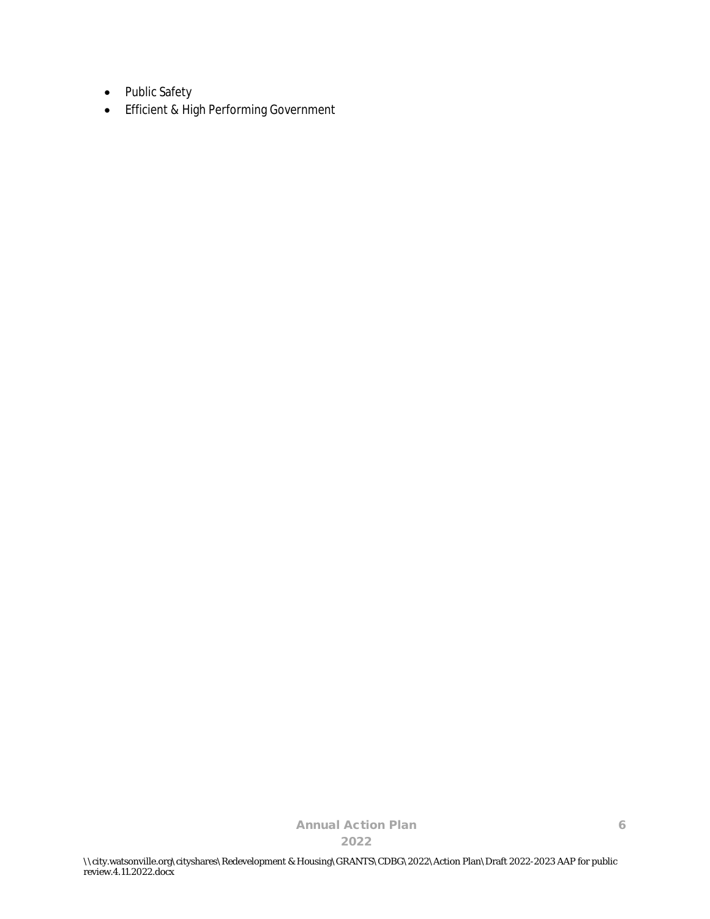- Public Safety
- Efficient & High Performing Government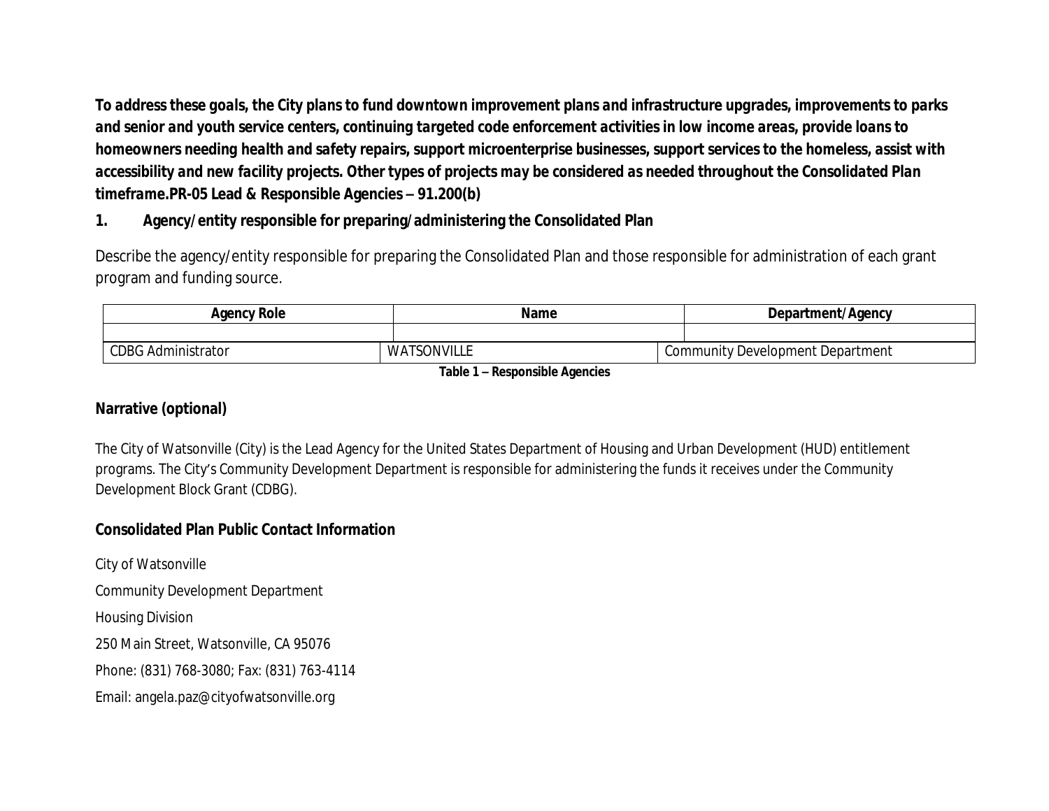**To address these goals, the City plans to fund downtown improvement plans and infrastructure upgrades, improvements to parks and senior and youth service centers, continuing targeted code enforcement activities in low income areas, provide loans to homeowners needing health and safety repairs, support microenterprise businesses, support services to the homeless, assist with accessibility and new facility projects. Other types of projects may be considered as needed throughout the Consolidated Plan timeframe.PR-05 Lead & Responsible Agencies – 91.200(b)**

**1. Agency/entity responsible for preparing/administering the Consolidated Plan**

Describe the agency/entity responsible for preparing the Consolidated Plan and those responsible for administration of each grant program and funding source.

| Agency Role | Name | Department/Agency |
|---|---|---|
| | | |
| CDBG Administrator | WATSONVILLE | Community Development Department |

**Table 1 – Responsible Agencies**

**Narrative (optional)**

The City of Watsonville (City) is the Lead Agency for the United States Department of Housing and Urban Development (HUD) entitlement programs. The City's Community Development Department is responsible for administering the funds it receives under the Community Development Block Grant (CDBG).

**Consolidated Plan Public Contact Information**

City of Watsonville

Community Development Department

Housing Division

250 Main Street, Watsonville, CA 95076

Phone: (831) 768-3080; Fax: (831) 763-4114

Email: angela.paz@cityofwatsonville.org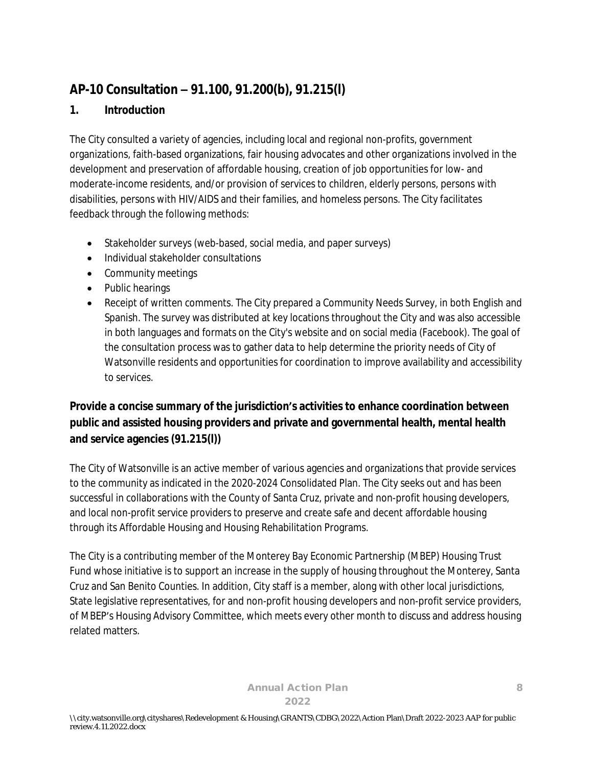## AP-10 Consultation – 91.100, 91.200(b), 91.215(l)

### 1. Introduction

The City consulted a variety of agencies, including local and regional non-profits, government organizations, faith-based organizations, fair housing advocates and other organizations involved in the development and preservation of affordable housing, creation of job opportunities for low- and moderate-income residents, and/or provision of services to children, elderly persons, persons with disabilities, persons with HIV/AIDS and their families, and homeless persons. The City facilitates feedback through the following methods:

- Stakeholder surveys (web-based, social media, and paper surveys)
- Individual stakeholder consultations
- Community meetings
- Public hearings
- Receipt of written comments. The City prepared a Community Needs Survey, in both English and Spanish. The survey was distributed at key locations throughout the City and was also accessible in both languages and formats on the City's website and on social media (Facebook). The goal of the consultation process was to gather data to help determine the priority needs of City of Watsonville residents and opportunities for coordination to improve availability and accessibility to services.

### Provide a concise summary of the jurisdiction's activities to enhance coordination between public and assisted housing providers and private and governmental health, mental health and service agencies (91.215(l))

The City of Watsonville is an active member of various agencies and organizations that provide services to the community as indicated in the 2020-2024 Consolidated Plan. The City seeks out and has been successful in collaborations with the County of Santa Cruz, private and non-profit housing developers, and local non-profit service providers to preserve and create safe and decent affordable housing through its Affordable Housing and Housing Rehabilitation Programs.

The City is a contributing member of the Monterey Bay Economic Partnership (MBEP) Housing Trust Fund whose initiative is to support an increase in the supply of housing throughout the Monterey, Santa Cruz and San Benito Counties. In addition, City staff is a member, along with other local jurisdictions, State legislative representatives, for and non-profit housing developers and non-profit service providers, of MBEP's Housing Advisory Committee, which meets every other month to discuss and address housing related matters.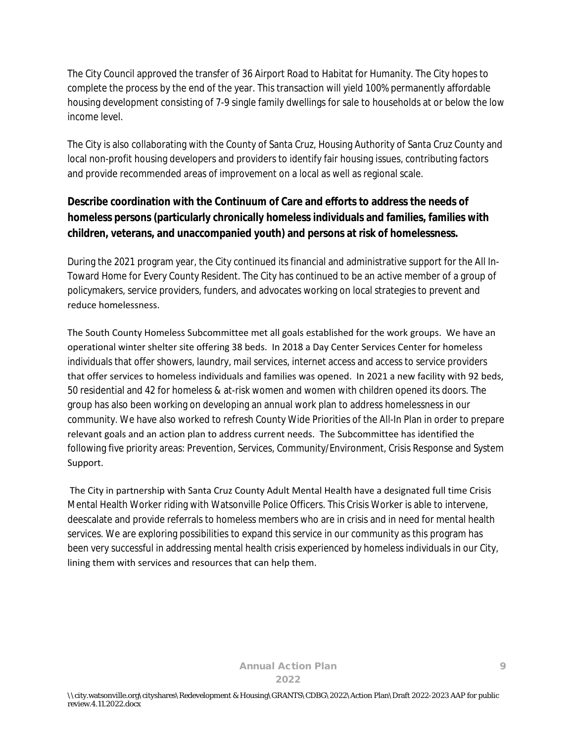The City Council approved the transfer of 36 Airport Road to Habitat for Humanity. The City hopes to complete the process by the end of the year. This transaction will yield 100% permanently affordable housing development consisting of 7-9 single family dwellings for sale to households at or below the low income level.

The City is also collaborating with the County of Santa Cruz, Housing Authority of Santa Cruz County and local non-profit housing developers and providers to identify fair housing issues, contributing factors and provide recommended areas of improvement on a local as well as regional scale.

**Describe coordination with the Continuum of Care and efforts to address the needs of homeless persons (particularly chronically homeless individuals and families, families with children, veterans, and unaccompanied youth) and persons at risk of homelessness.**

During the 2021 program year, the City continued its financial and administrative support for the All In-Toward Home for Every County Resident. The City has continued to be an active member of a group of policymakers, service providers, funders, and advocates working on local strategies to prevent and reduce homelessness.

The South County Homeless Subcommittee met all goals established for the work groups. We have an operational winter shelter site offering 38 beds. In 2018 a Day Center Services Center for homeless individuals that offer showers, laundry, mail services, internet access and access to service providers that offer services to homeless individuals and families was opened. In 2021 a new facility with 92 beds, 50 residential and 42 for homeless & at-risk women and women with children opened its doors. The group has also been working on developing an annual work plan to address homelessness in our community. We have also worked to refresh County Wide Priorities of the All-In Plan in order to prepare relevant goals and an action plan to address current needs. The Subcommittee has identified the following five priority areas: Prevention, Services, Community/Environment, Crisis Response and System Support.

The City in partnership with Santa Cruz County Adult Mental Health have a designated full time Crisis Mental Health Worker riding with Watsonville Police Officers. This Crisis Worker is able to intervene, deescalate and provide referrals to homeless members who are in crisis and in need for mental health services. We are exploring possibilities to expand this service in our community as this program has been very successful in addressing mental health crisis experienced by homeless individuals in our City, lining them with services and resources that can help them.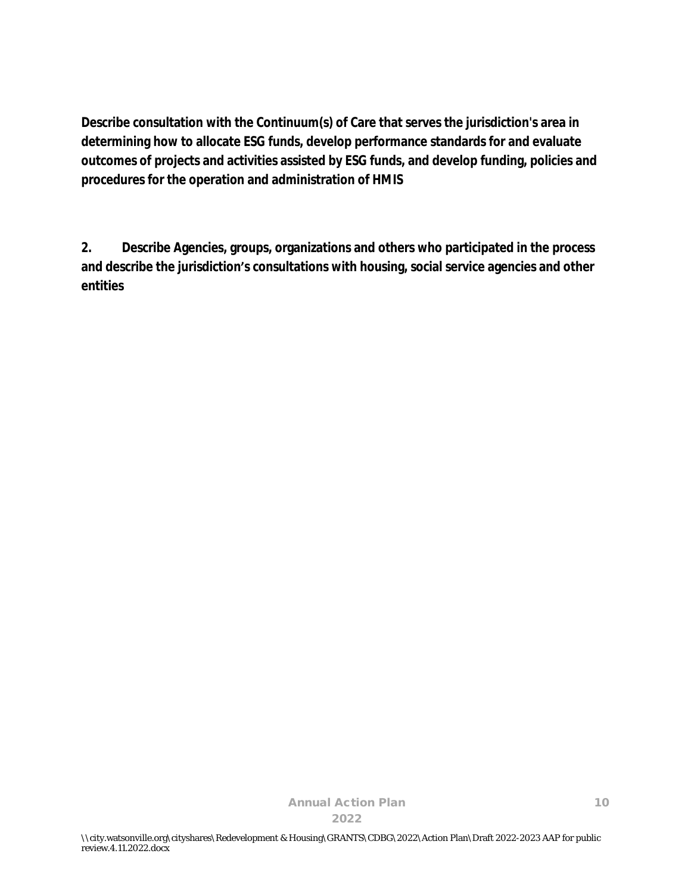**Describe consultation with the Continuum(s) of Care that serves the jurisdiction's area in determining how to allocate ESG funds, develop performance standards for and evaluate outcomes of projects and activities assisted by ESG funds, and develop funding, policies and procedures for the operation and administration of HMIS**

**2. Describe Agencies, groups, organizations and others who participated in the process and describe the jurisdiction's consultations with housing, social service agencies and other entities**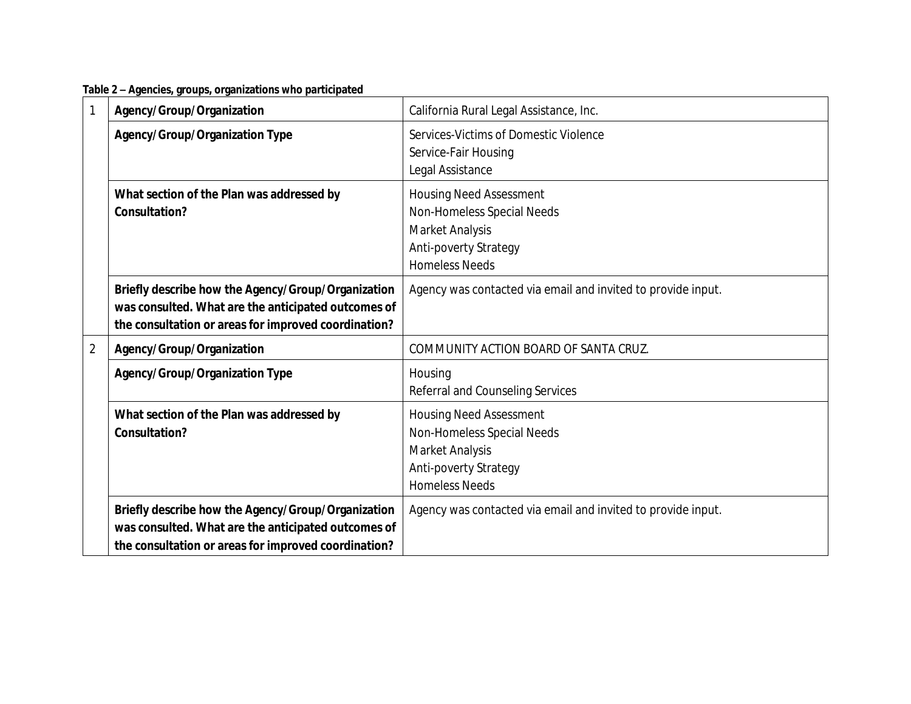**Table 2 – Agencies, groups, organizations who participated**

| | | |
|---|---|---|
| 1 | **Agency/Group/Organization** | California Rural Legal Assistance, Inc. |
| | **Agency/Group/Organization Type** | Services-Victims of Domestic Violence<br>Service-Fair Housing<br>Legal Assistance |
| | **What section of the Plan was addressed by Consultation?** | Housing Need Assessment<br>Non-Homeless Special Needs<br>Market Analysis<br>Anti-poverty Strategy<br>Homeless Needs |
| | **Briefly describe how the Agency/Group/Organization was consulted. What are the anticipated outcomes of the consultation or areas for improved coordination?** | Agency was contacted via email and invited to provide input. |
| 2 | **Agency/Group/Organization** | COMMUNITY ACTION BOARD OF SANTA CRUZ. |
| | **Agency/Group/Organization Type** | Housing<br>Referral and Counseling Services |
| | **What section of the Plan was addressed by Consultation?** | Housing Need Assessment<br>Non-Homeless Special Needs<br>Market Analysis<br>Anti-poverty Strategy<br>Homeless Needs |
| | **Briefly describe how the Agency/Group/Organization was consulted. What are the anticipated outcomes of the consultation or areas for improved coordination?** | Agency was contacted via email and invited to provide input. |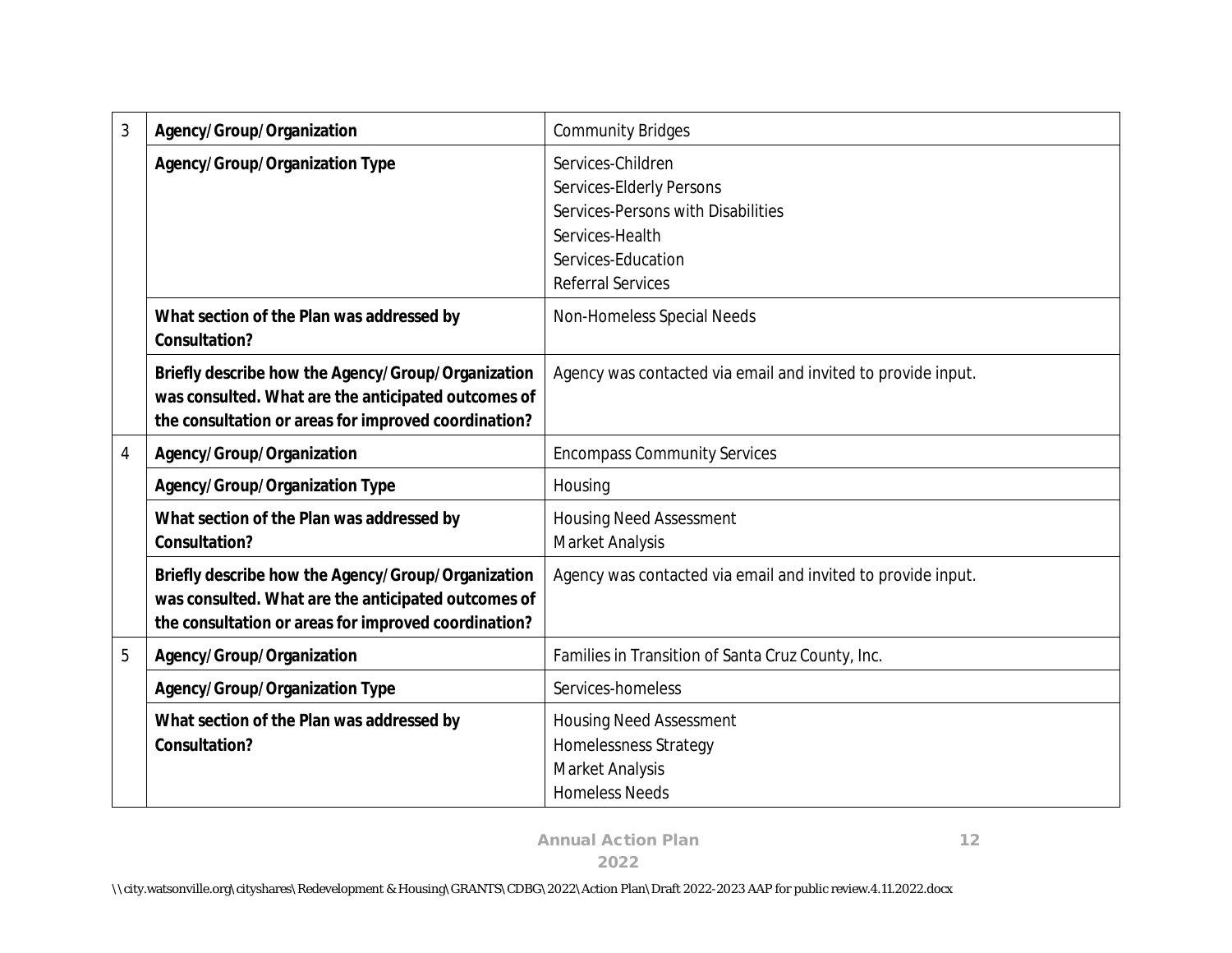| | | |
|---|---|---|
| 3 | **Agency/Group/Organization** | Community Bridges |
| | **Agency/Group/Organization Type** | Services-Children<br>Services-Elderly Persons<br>Services-Persons with Disabilities<br>Services-Health<br>Services-Education<br>Referral Services |
| | **What section of the Plan was addressed by Consultation?** | Non-Homeless Special Needs |
| | **Briefly describe how the Agency/Group/Organization was consulted. What are the anticipated outcomes of the consultation or areas for improved coordination?** | Agency was contacted via email and invited to provide input. |
| 4 | **Agency/Group/Organization** | Encompass Community Services |
| | **Agency/Group/Organization Type** | Housing |
| | **What section of the Plan was addressed by Consultation?** | Housing Need Assessment<br>Market Analysis |
| | **Briefly describe how the Agency/Group/Organization was consulted. What are the anticipated outcomes of the consultation or areas for improved coordination?** | Agency was contacted via email and invited to provide input. |
| 5 | **Agency/Group/Organization** | Families in Transition of Santa Cruz County, Inc. |
| | **Agency/Group/Organization Type** | Services-homeless |
| | **What section of the Plan was addressed by Consultation?** | Housing Need Assessment<br>Homelessness Strategy<br>Market Analysis<br>Homeless Needs |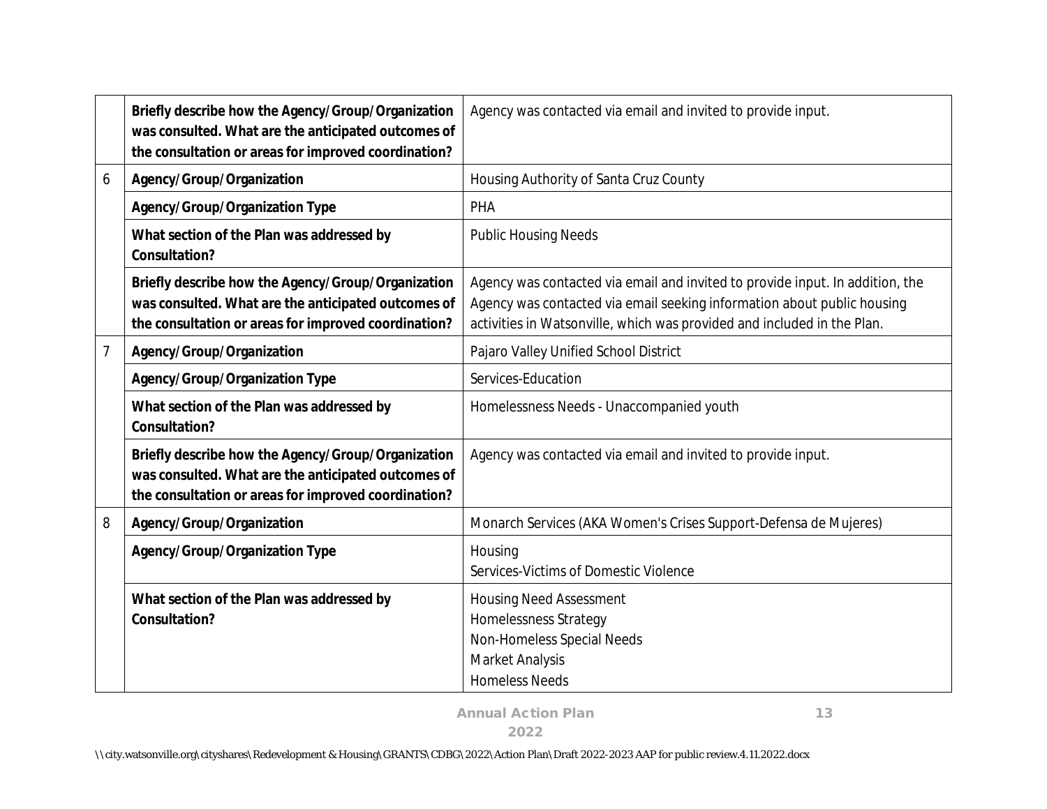| | | |
|---|---|---|
| | **Briefly describe how the Agency/Group/Organization was consulted. What are the anticipated outcomes of the consultation or areas for improved coordination?** | Agency was contacted via email and invited to provide input. |
| 6 | **Agency/Group/Organization** | Housing Authority of Santa Cruz County |
| | **Agency/Group/Organization Type** | PHA |
| | **What section of the Plan was addressed by Consultation?** | Public Housing Needs |
| | **Briefly describe how the Agency/Group/Organization was consulted. What are the anticipated outcomes of the consultation or areas for improved coordination?** | Agency was contacted via email and invited to provide input. In addition, the Agency was contacted via email seeking information about public housing activities in Watsonville, which was provided and included in the Plan. |
| 7 | **Agency/Group/Organization** | Pajaro Valley Unified School District |
| | **Agency/Group/Organization Type** | Services-Education |
| | **What section of the Plan was addressed by Consultation?** | Homelessness Needs - Unaccompanied youth |
| | **Briefly describe how the Agency/Group/Organization was consulted. What are the anticipated outcomes of the consultation or areas for improved coordination?** | Agency was contacted via email and invited to provide input. |
| 8 | **Agency/Group/Organization** | Monarch Services (AKA Women's Crises Support-Defensa de Mujeres) |
| | **Agency/Group/Organization Type** | Housing<br>Services-Victims of Domestic Violence |
| | **What section of the Plan was addressed by Consultation?** | Housing Need Assessment<br>Homelessness Strategy<br>Non-Homeless Special Needs<br>Market Analysis<br>Homeless Needs |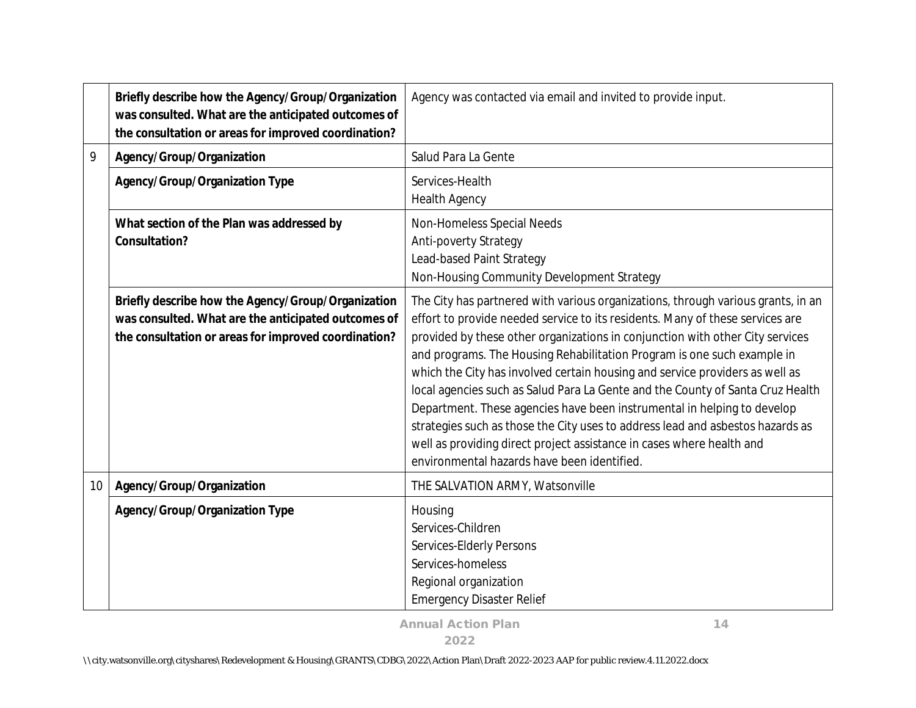| | | |
|---|---|---|
| | **Briefly describe how the Agency/Group/Organization was consulted. What are the anticipated outcomes of the consultation or areas for improved coordination?** | Agency was contacted via email and invited to provide input. |
| 9 | **Agency/Group/Organization** | Salud Para La Gente |
| | **Agency/Group/Organization Type** | Services-Health<br>Health Agency |
| | **What section of the Plan was addressed by Consultation?** | Non-Homeless Special Needs<br>Anti-poverty Strategy<br>Lead-based Paint Strategy<br>Non-Housing Community Development Strategy |
| | **Briefly describe how the Agency/Group/Organization was consulted. What are the anticipated outcomes of the consultation or areas for improved coordination?** | The City has partnered with various organizations, through various grants, in an effort to provide needed service to its residents. Many of these services are provided by these other organizations in conjunction with other City services and programs. The Housing Rehabilitation Program is one such example in which the City has involved certain housing and service providers as well as local agencies such as Salud Para La Gente and the County of Santa Cruz Health Department. These agencies have been instrumental in helping to develop strategies such as those the City uses to address lead and asbestos hazards as well as providing direct project assistance in cases where health and environmental hazards have been identified. |
| 10 | **Agency/Group/Organization** | THE SALVATION ARMY, Watsonville |
| | **Agency/Group/Organization Type** | Housing<br>Services-Children<br>Services-Elderly Persons<br>Services-homeless<br>Regional organization<br>Emergency Disaster Relief |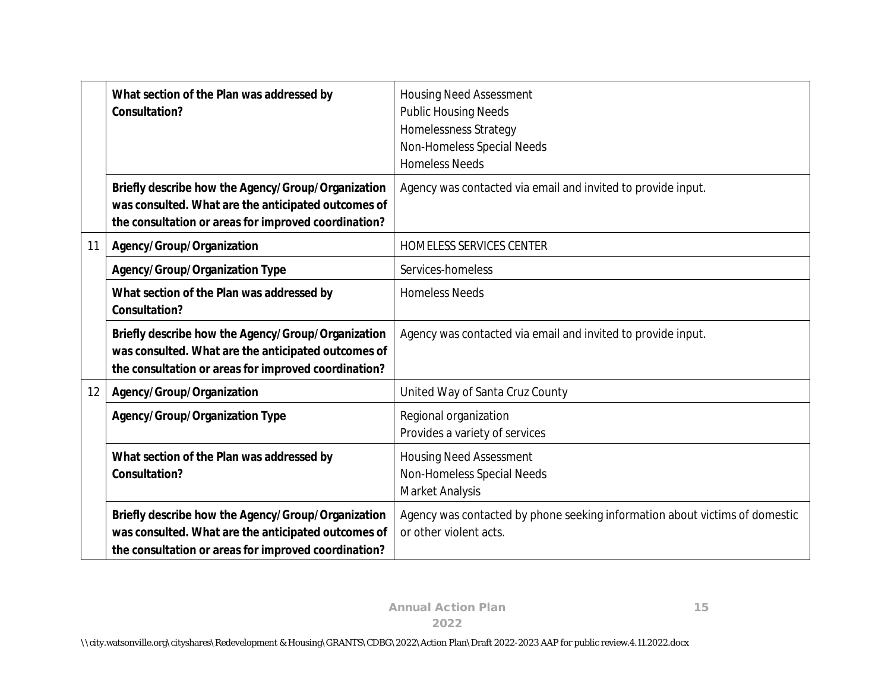| | | |
|---|---|---|
| | **What section of the Plan was addressed by Consultation?** | Housing Need Assessment<br>Public Housing Needs<br>Homelessness Strategy<br>Non-Homeless Special Needs<br>Homeless Needs |
| | **Briefly describe how the Agency/Group/Organization was consulted. What are the anticipated outcomes of the consultation or areas for improved coordination?** | Agency was contacted via email and invited to provide input. |
| 11 | **Agency/Group/Organization** | HOMELESS SERVICES CENTER |
| | **Agency/Group/Organization Type** | Services-homeless |
| | **What section of the Plan was addressed by Consultation?** | Homeless Needs |
| | **Briefly describe how the Agency/Group/Organization was consulted. What are the anticipated outcomes of the consultation or areas for improved coordination?** | Agency was contacted via email and invited to provide input. |
| 12 | **Agency/Group/Organization** | United Way of Santa Cruz County |
| | **Agency/Group/Organization Type** | Regional organization<br>Provides a variety of services |
| | **What section of the Plan was addressed by Consultation?** | Housing Need Assessment<br>Non-Homeless Special Needs<br>Market Analysis |
| | **Briefly describe how the Agency/Group/Organization was consulted. What are the anticipated outcomes of the consultation or areas for improved coordination?** | Agency was contacted by phone seeking information about victims of domestic or other violent acts. |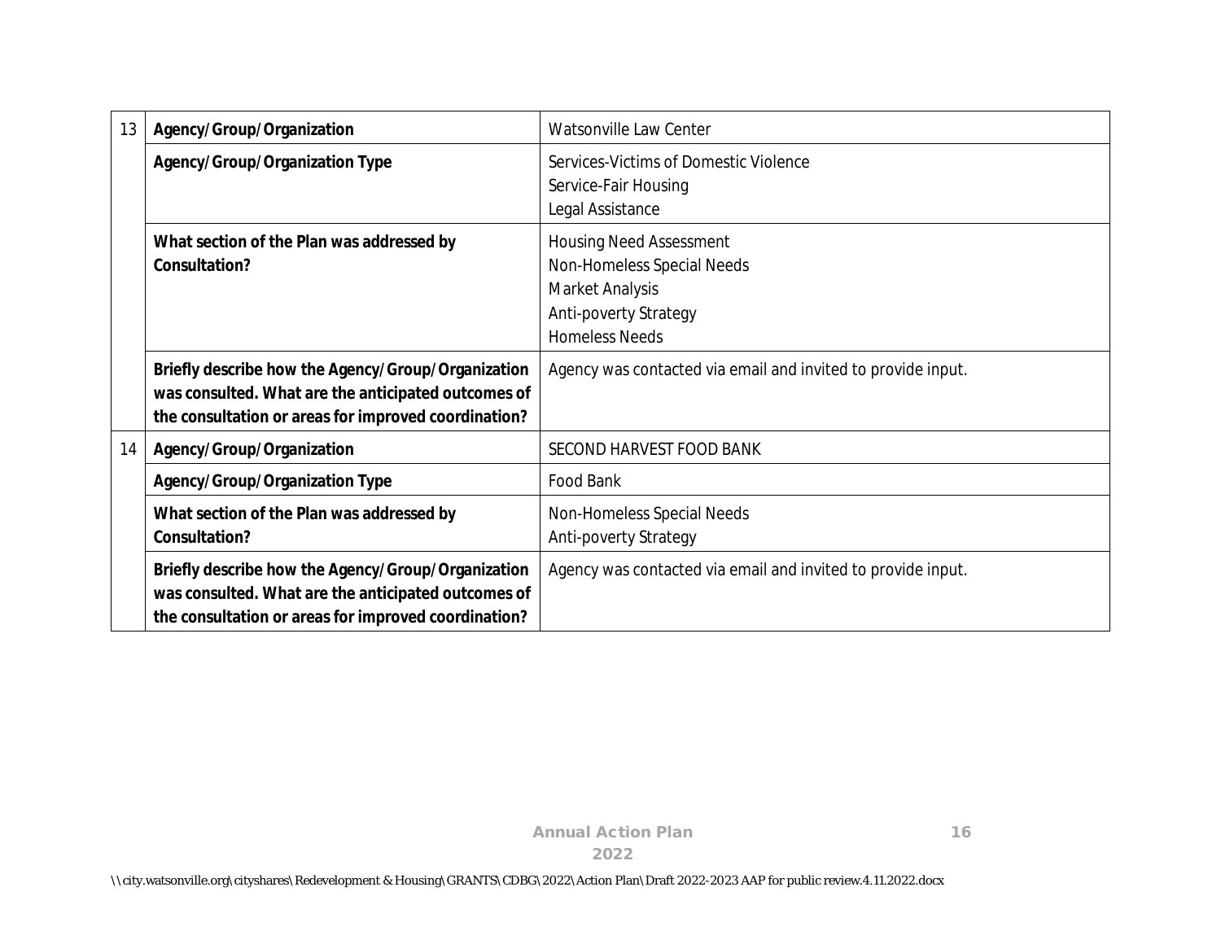| | | |
|---|---|---|
| 13 | **Agency/Group/Organization** | Watsonville Law Center |
| | **Agency/Group/Organization Type** | Services-Victims of Domestic Violence<br>Service-Fair Housing<br>Legal Assistance |
| | **What section of the Plan was addressed by Consultation?** | Housing Need Assessment<br>Non-Homeless Special Needs<br>Market Analysis<br>Anti-poverty Strategy<br>Homeless Needs |
| | **Briefly describe how the Agency/Group/Organization was consulted. What are the anticipated outcomes of the consultation or areas for improved coordination?** | Agency was contacted via email and invited to provide input. |
| 14 | **Agency/Group/Organization** | SECOND HARVEST FOOD BANK |
| | **Agency/Group/Organization Type** | Food Bank |
| | **What section of the Plan was addressed by Consultation?** | Non-Homeless Special Needs<br>Anti-poverty Strategy |
| | **Briefly describe how the Agency/Group/Organization was consulted. What are the anticipated outcomes of the consultation or areas for improved coordination?** | Agency was contacted via email and invited to provide input. |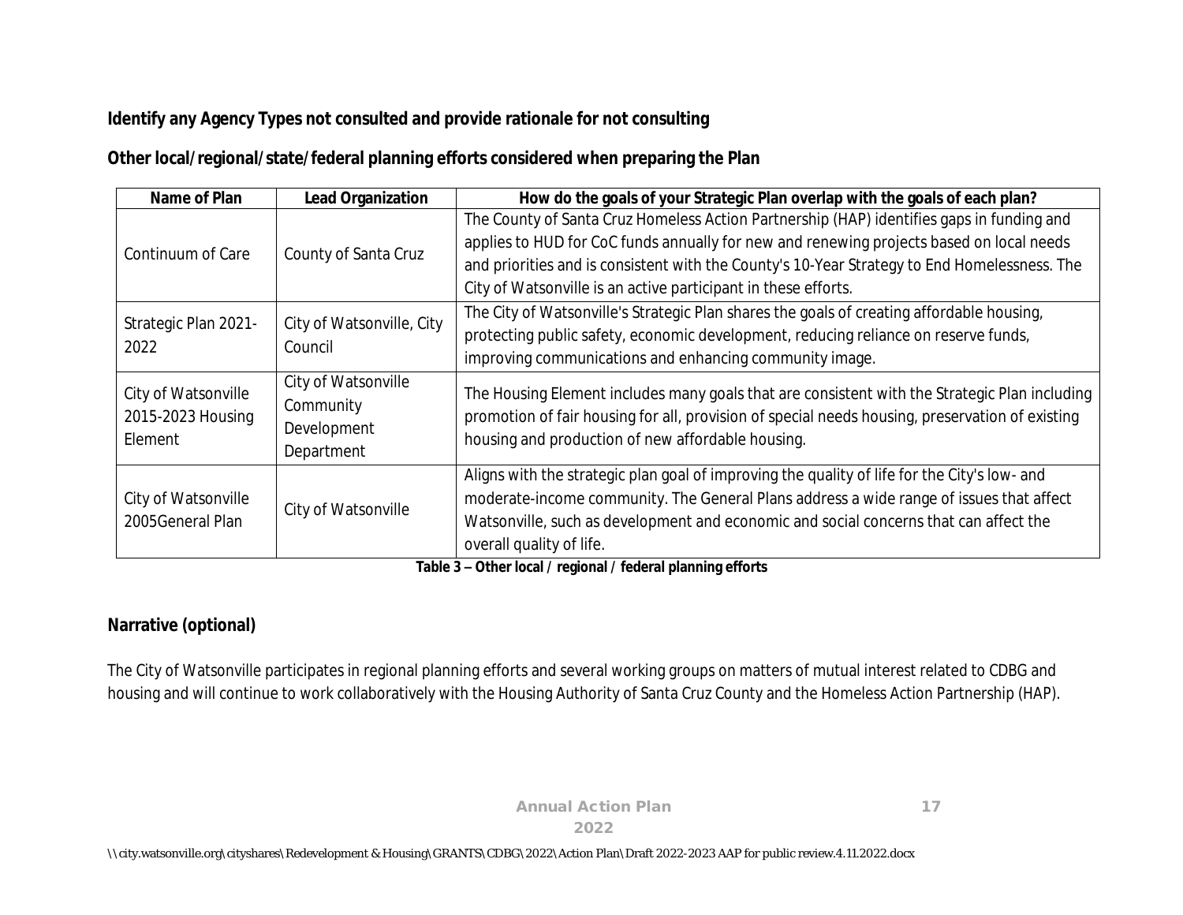**Identify any Agency Types not consulted and provide rationale for not consulting**

**Other local/regional/state/federal planning efforts considered when preparing the Plan**

| Name of Plan | Lead Organization | How do the goals of your Strategic Plan overlap with the goals of each plan? |
|---|---|---|
| Continuum of Care | County of Santa Cruz | The County of Santa Cruz Homeless Action Partnership (HAP) identifies gaps in funding and applies to HUD for CoC funds annually for new and renewing projects based on local needs and priorities and is consistent with the County's 10-Year Strategy to End Homelessness. The City of Watsonville is an active participant in these efforts. |
| Strategic Plan 2021-2022 | City of Watsonville, City Council | The City of Watsonville's Strategic Plan shares the goals of creating affordable housing, protecting public safety, economic development, reducing reliance on reserve funds, improving communications and enhancing community image. |
| City of Watsonville 2015-2023 Housing Element | City of Watsonville Community Development Department | The Housing Element includes many goals that are consistent with the Strategic Plan including promotion of fair housing for all, provision of special needs housing, preservation of existing housing and production of new affordable housing. |
| City of Watsonville 2005General Plan | City of Watsonville | Aligns with the strategic plan goal of improving the quality of life for the City's low- and moderate-income community. The General Plans address a wide range of issues that affect Watsonville, such as development and economic and social concerns that can affect the overall quality of life. |

**Table 3 – Other local / regional / federal planning efforts**

**Narrative (optional)**

The City of Watsonville participates in regional planning efforts and several working groups on matters of mutual interest related to CDBG and housing and will continue to work collaboratively with the Housing Authority of Santa Cruz County and the Homeless Action Partnership (HAP).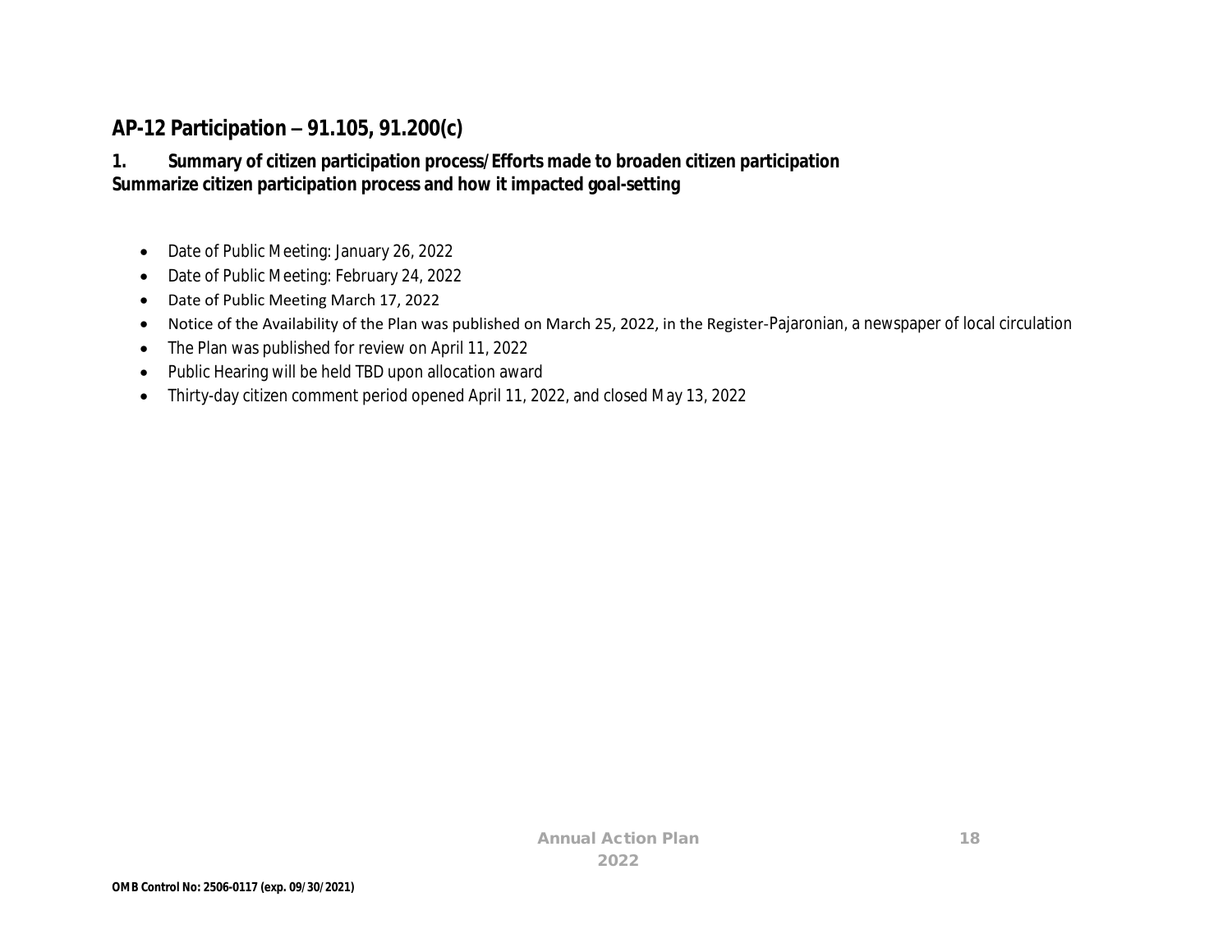## AP-12 Participation – 91.105, 91.200(c)

**1. Summary of citizen participation process/Efforts made to broaden citizen participation**
**Summarize citizen participation process and how it impacted goal-setting**

- Date of Public Meeting: January 26, 2022
- Date of Public Meeting: February 24, 2022
- Date of Public Meeting March 17, 2022
- Notice of the Availability of the Plan was published on March 25, 2022, in the Register-Pajaronian, a newspaper of local circulation
- The Plan was published for review on April 11, 2022
- Public Hearing will be held TBD upon allocation award
- Thirty-day citizen comment period opened April 11, 2022, and closed May 13, 2022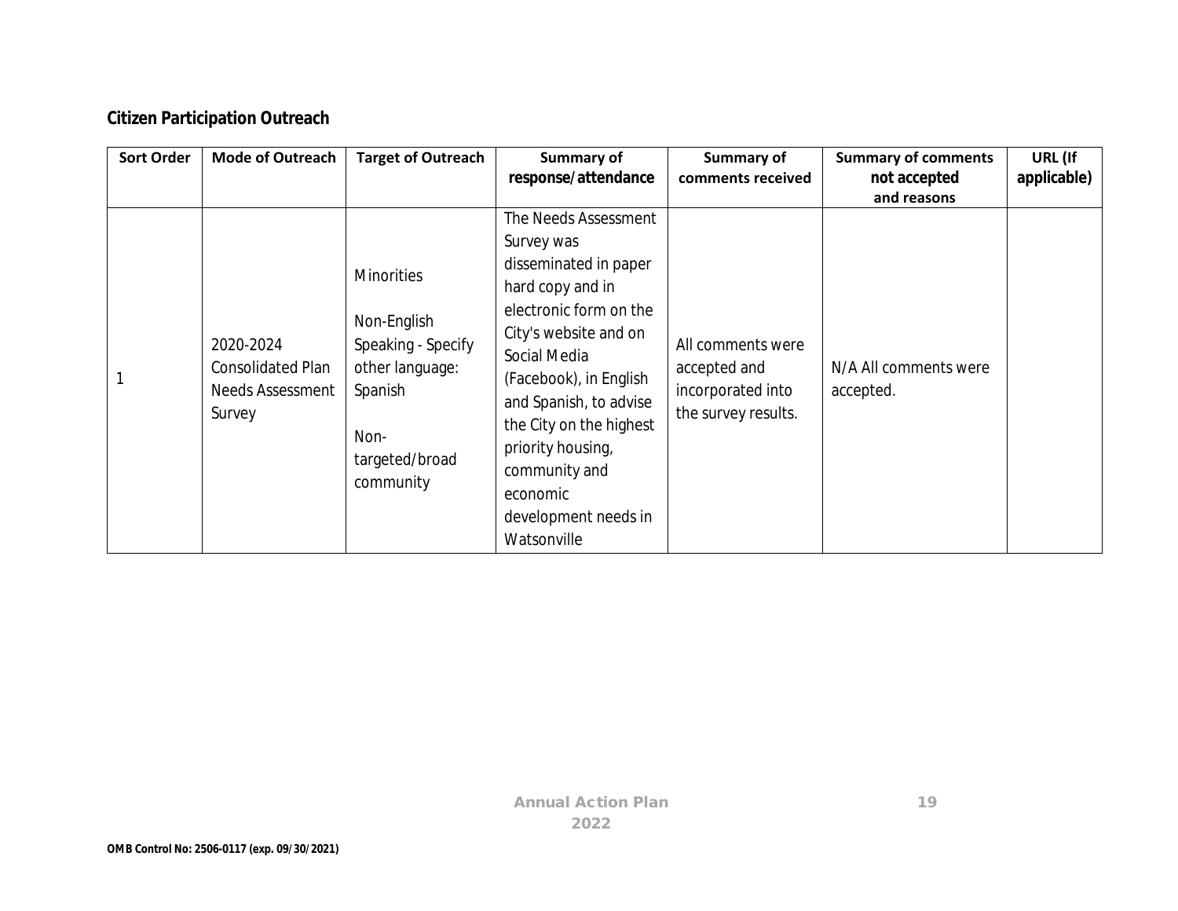**Citizen Participation Outreach**

| Sort Order | Mode of Outreach | Target of Outreach | Summary of response/attendance | Summary of comments received | Summary of comments not accepted and reasons | URL (If applicable) |
|---|---|---|---|---|---|---|
| 1 | 2020-2024 Consolidated Plan Needs Assessment Survey | Minorities<br><br>Non-English Speaking - Specify other language: Spanish<br><br>Non-targeted/broad community | The Needs Assessment Survey was disseminated in paper hard copy and in electronic form on the City's website and on Social Media (Facebook), in English and Spanish, to advise the City on the highest priority housing, community and economic development needs in Watsonville | All comments were accepted and incorporated into the survey results. | N/A All comments were accepted. | |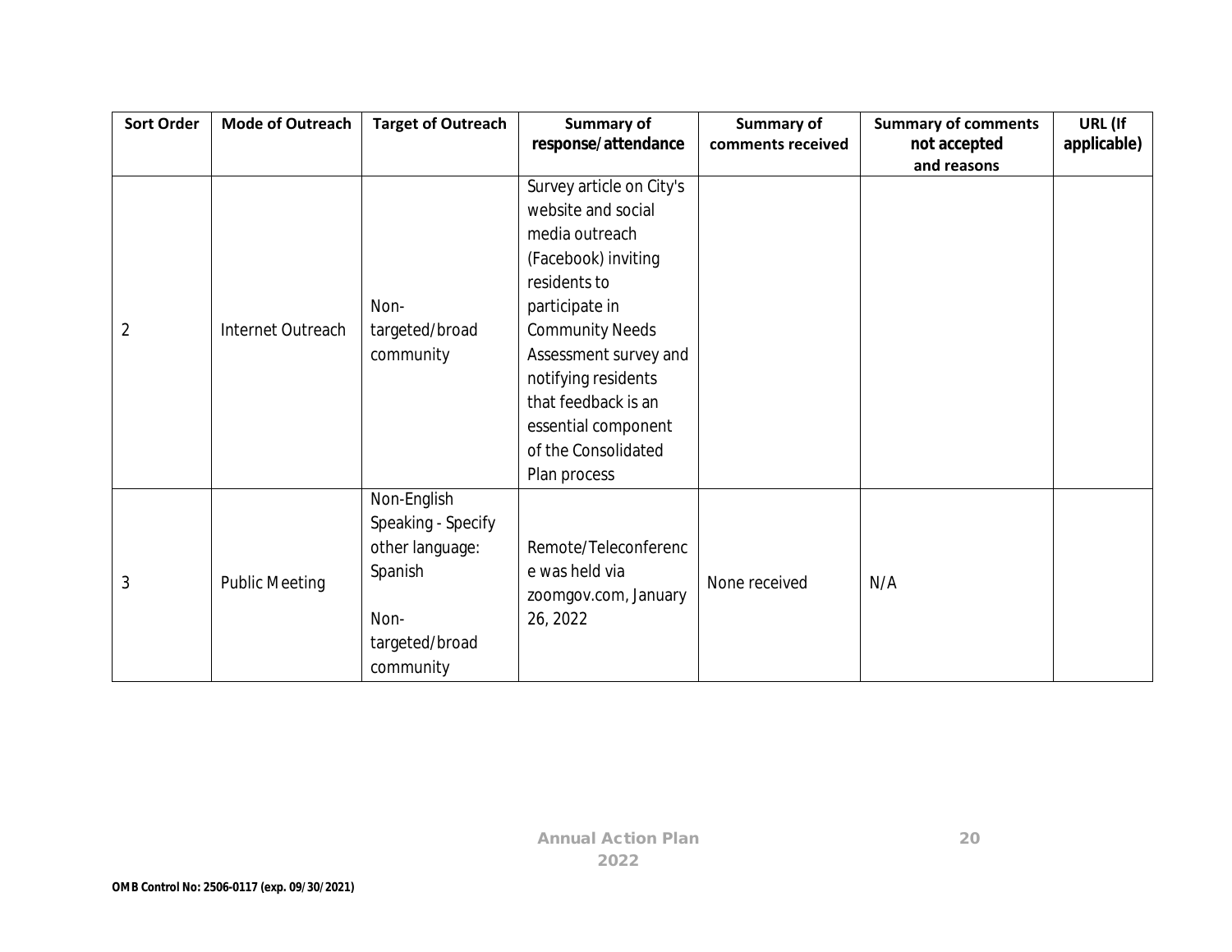| Sort Order | Mode of Outreach | Target of Outreach | Summary of response/attendance | Summary of comments received | Summary of comments not accepted and reasons | URL (If applicable) |
|---|---|---|---|---|---|---|
| 2 | Internet Outreach | Non-targeted/broad community | Survey article on City's website and social media outreach (Facebook) inviting residents to participate in Community Needs Assessment survey and notifying residents that feedback is an essential component of the Consolidated Plan process | | | |
| 3 | Public Meeting | Non-English Speaking - Specify other language: Spanish<br><br>Non-targeted/broad community | Remote/Teleconference was held via zoomgov.com, January 26, 2022 | None received | N/A | |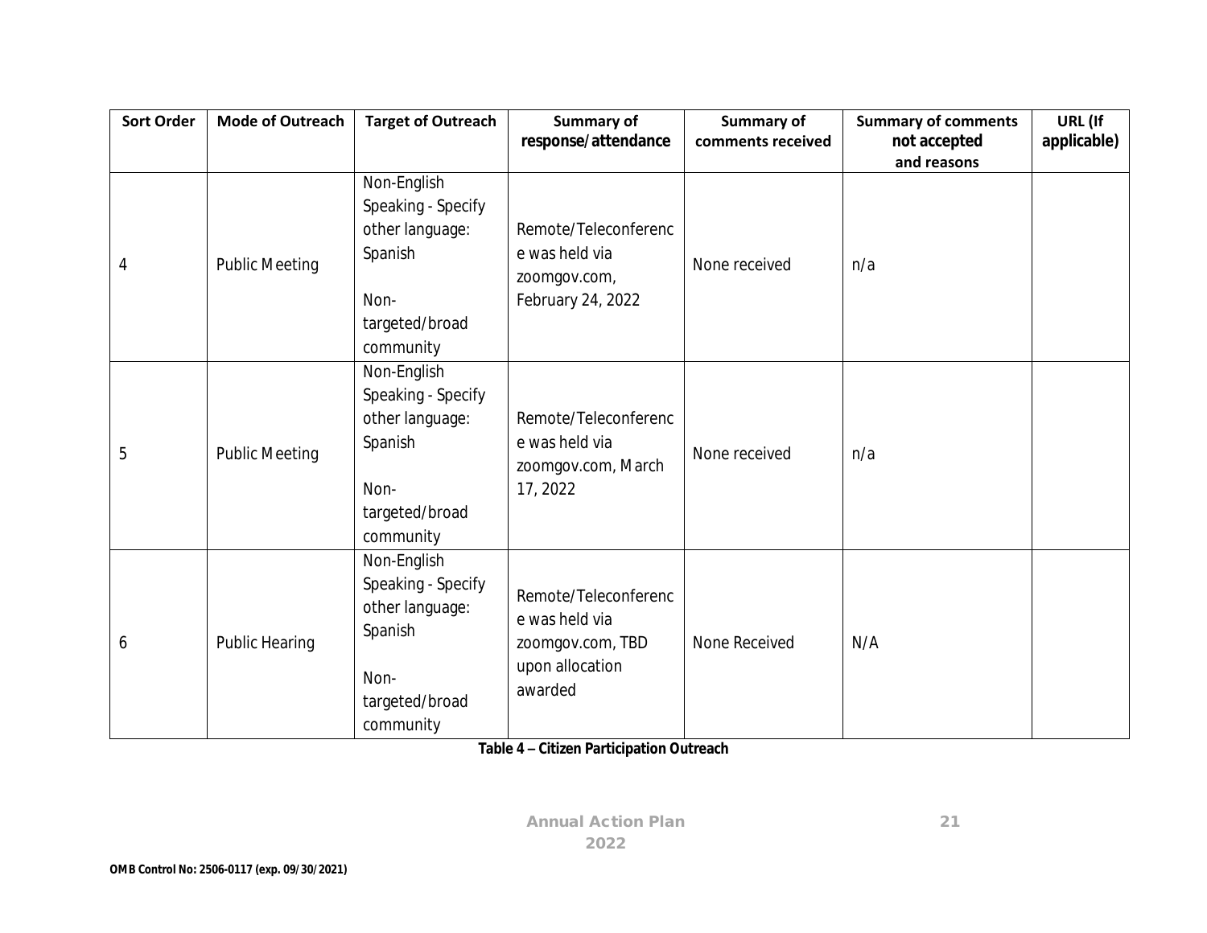| Sort Order | Mode of Outreach | Target of Outreach | Summary of response/attendance | Summary of comments received | Summary of comments not accepted and reasons | URL (If applicable) |
|---|---|---|---|---|---|---|
| 4 | Public Meeting | Non-English Speaking - Specify other language: Spanish<br><br>Non-targeted/broad community | Remote/Teleconference was held via zoomgov.com, February 24, 2022 | None received | n/a | |
| 5 | Public Meeting | Non-English Speaking - Specify other language: Spanish<br><br>Non-targeted/broad community | Remote/Teleconference was held via zoomgov.com, March 17, 2022 | None received | n/a | |
| 6 | Public Hearing | Non-English Speaking - Specify other language: Spanish<br><br>Non-targeted/broad community | Remote/Teleconference was held via zoomgov.com, TBD upon allocation awarded | None Received | N/A | |

**Table 4 – Citizen Participation Outreach**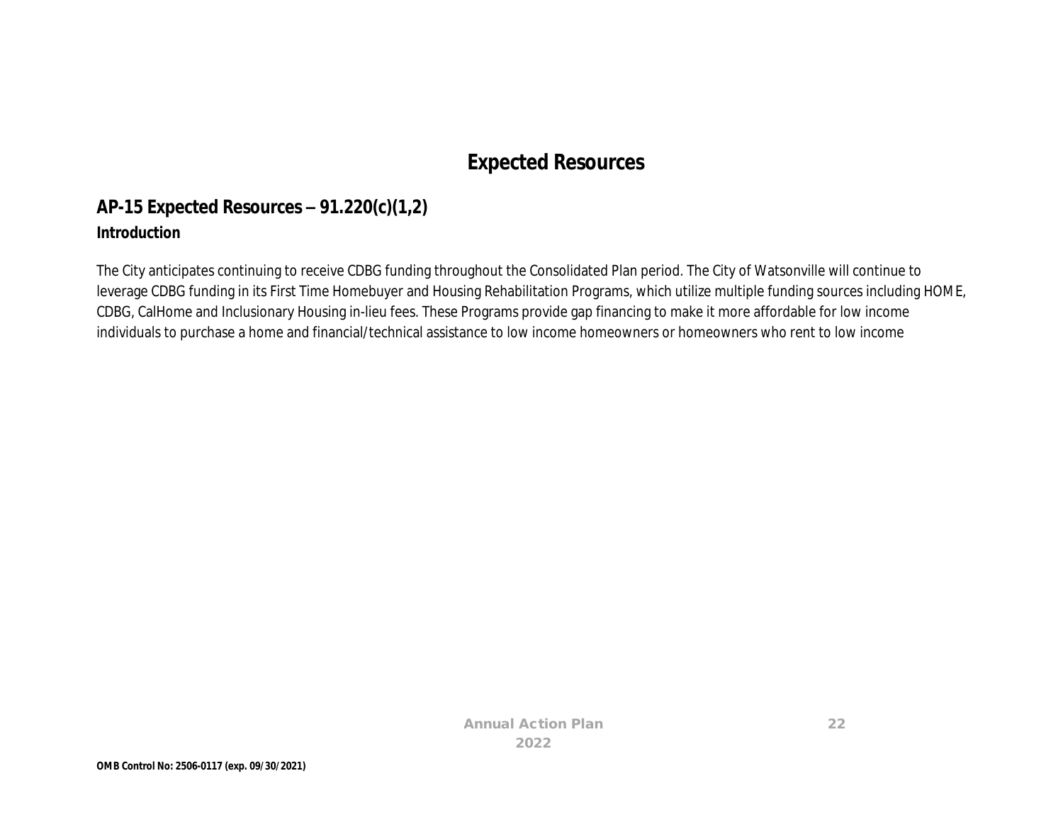# Expected Resources

## AP-15 Expected Resources – 91.220(c)(1,2)

### Introduction

The City anticipates continuing to receive CDBG funding throughout the Consolidated Plan period. The City of Watsonville will continue to leverage CDBG funding in its First Time Homebuyer and Housing Rehabilitation Programs, which utilize multiple funding sources including HOME, CDBG, CalHome and Inclusionary Housing in-lieu fees. These Programs provide gap financing to make it more affordable for low income individuals to purchase a home and financial/technical assistance to low income homeowners or homeowners who rent to low income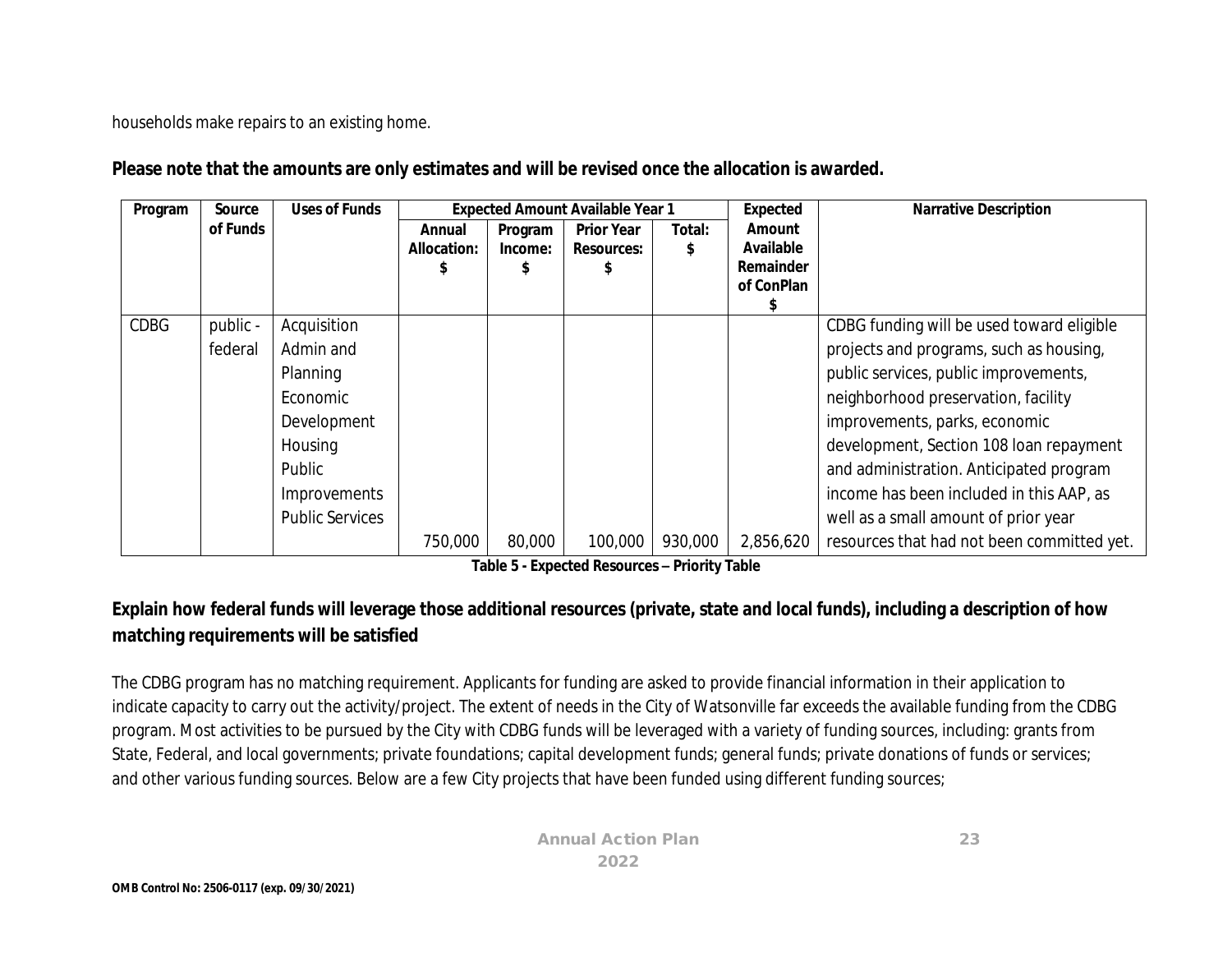households make repairs to an existing home.

**Please note that the amounts are only estimates and will be revised once the allocation is awarded.**

| Program | Source of Funds | Uses of Funds | Expected Amount Available Year 1 | | | | Expected Amount Available Remainder of ConPlan $ | Narrative Description |
|---|---|---|---|---|---|---|---|---|
| | | | Annual Allocation: $ | Program Income: $ | Prior Year Resources: $ | Total: $ | | |
| CDBG | public - federal | Acquisition Admin and Planning Economic Development Housing Public Improvements Public Services | 750,000 | 80,000 | 100,000 | 930,000 | 2,856,620 | CDBG funding will be used toward eligible projects and programs, such as housing, public services, public improvements, neighborhood preservation, facility improvements, parks, economic development, Section 108 loan repayment and administration. Anticipated program income has been included in this AAP, as well as a small amount of prior year resources that had not been committed yet. |

**Table 5 - Expected Resources – Priority Table**

**Explain how federal funds will leverage those additional resources (private, state and local funds), including a description of how matching requirements will be satisfied**

The CDBG program has no matching requirement. Applicants for funding are asked to provide financial information in their application to indicate capacity to carry out the activity/project. The extent of needs in the City of Watsonville far exceeds the available funding from the CDBG program. Most activities to be pursued by the City with CDBG funds will be leveraged with a variety of funding sources, including: grants from State, Federal, and local governments; private foundations; capital development funds; general funds; private donations of funds or services; and other various funding sources. Below are a few City projects that have been funded using different funding sources;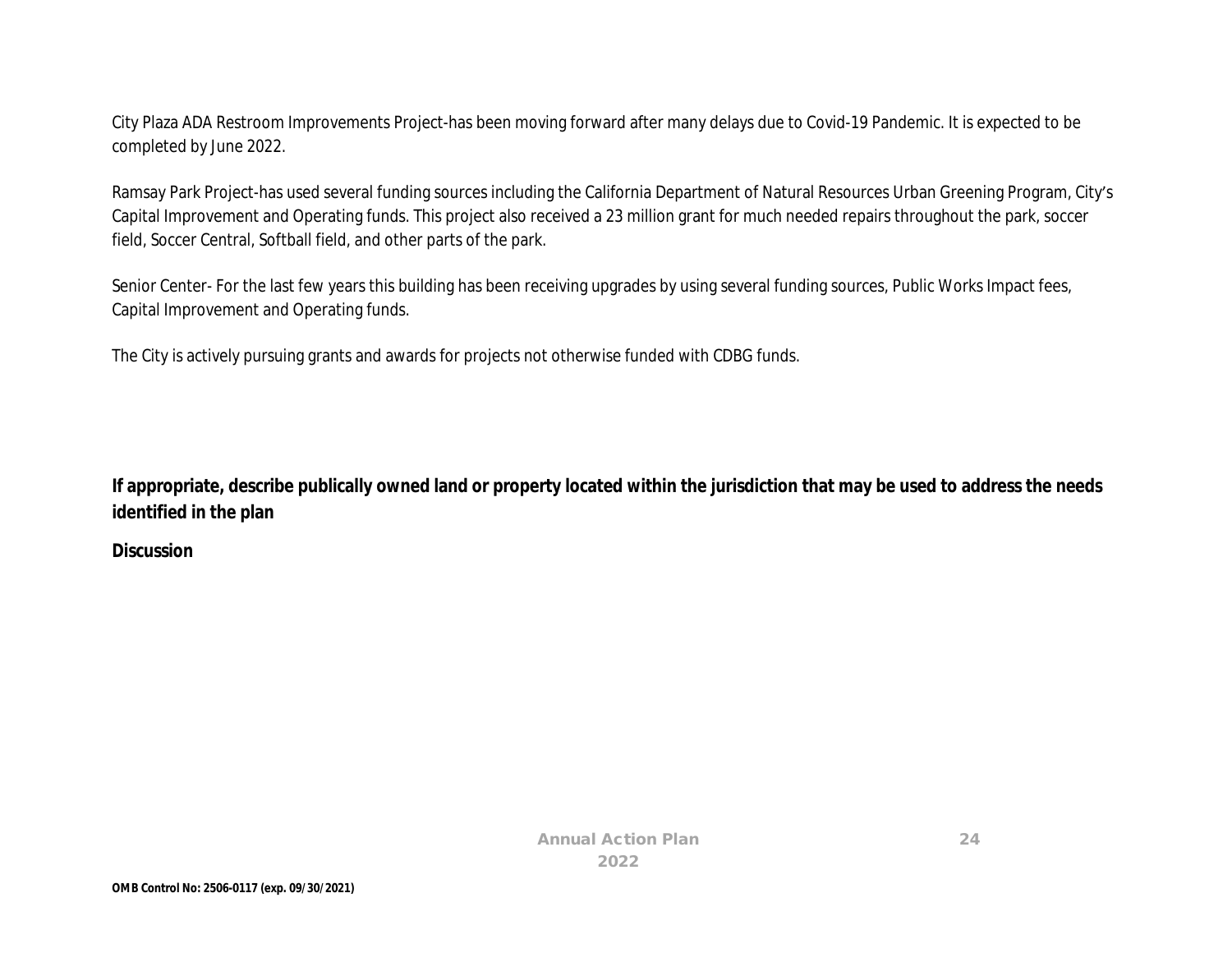City Plaza ADA Restroom Improvements Project-has been moving forward after many delays due to Covid-19 Pandemic. It is expected to be completed by June 2022.

Ramsay Park Project-has used several funding sources including the California Department of Natural Resources Urban Greening Program, City's Capital Improvement and Operating funds. This project also received a 23 million grant for much needed repairs throughout the park, soccer field, Soccer Central, Softball field, and other parts of the park.

Senior Center- For the last few years this building has been receiving upgrades by using several funding sources, Public Works Impact fees, Capital Improvement and Operating funds.

The City is actively pursuing grants and awards for projects not otherwise funded with CDBG funds.

**If appropriate, describe publically owned land or property located within the jurisdiction that may be used to address the needs identified in the plan**

**Discussion**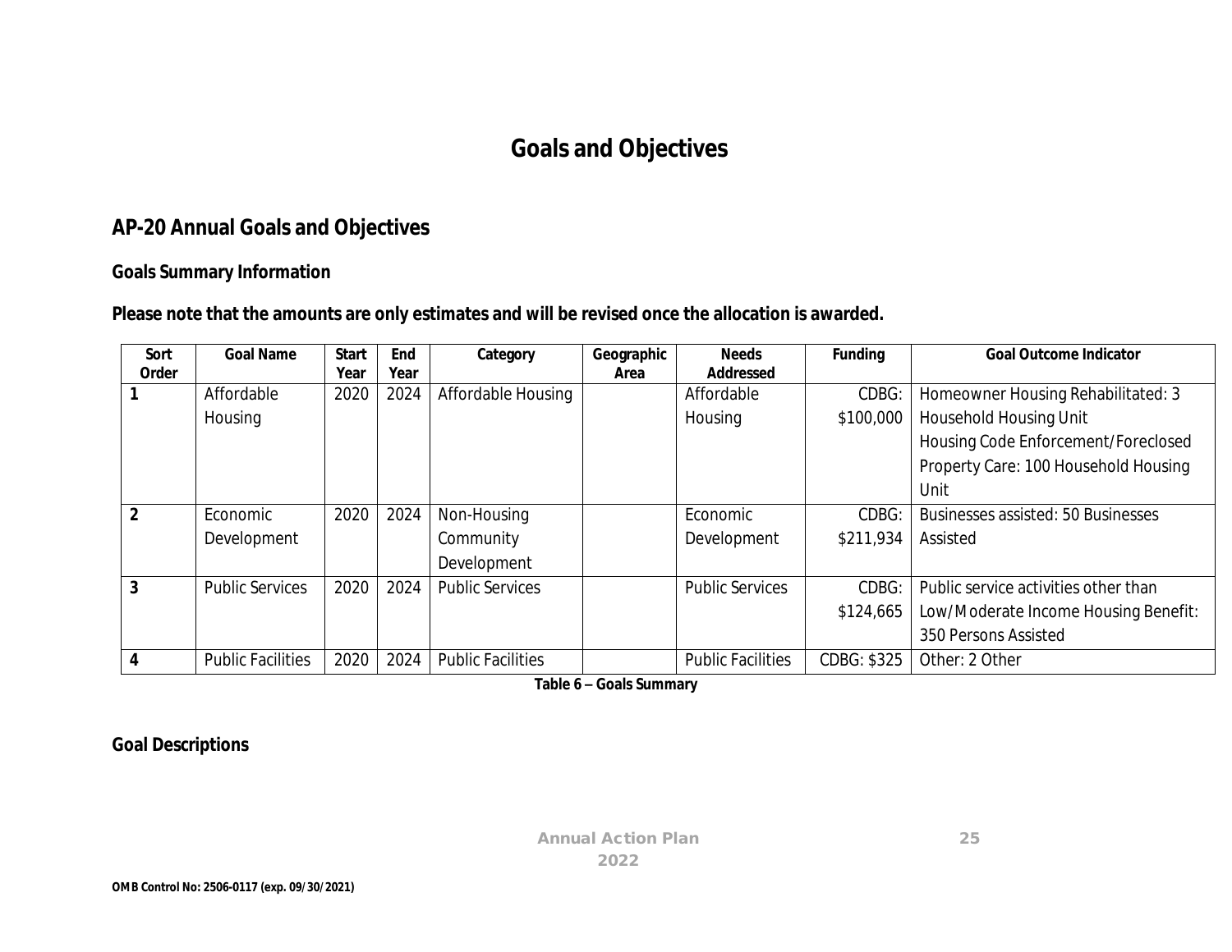# Goals and Objectives

## AP-20 Annual Goals and Objectives

### Goals Summary Information

**Please note that the amounts are only estimates and will be revised once the allocation is awarded.**

| Sort Order | Goal Name | Start Year | End Year | Category | Geographic Area | Needs Addressed | Funding | Goal Outcome Indicator |
|---|---|---|---|---|---|---|---|---|
| 1 | Affordable Housing | 2020 | 2024 | Affordable Housing | | Affordable Housing | CDBG: $100,000 | Homeowner Housing Rehabilitated: 3 Household Housing Unit<br>Housing Code Enforcement/Foreclosed Property Care: 100 Household Housing Unit |
| 2 | Economic Development | 2020 | 2024 | Non-Housing Community Development | | Economic Development | CDBG: $211,934 | Businesses assisted: 50 Businesses Assisted |
| 3 | Public Services | 2020 | 2024 | Public Services | | Public Services | CDBG: $124,665 | Public service activities other than Low/Moderate Income Housing Benefit: 350 Persons Assisted |
| 4 | Public Facilities | 2020 | 2024 | Public Facilities | | Public Facilities | CDBG: $325 | Other: 2 Other |

**Table 6 – Goals Summary**

### Goal Descriptions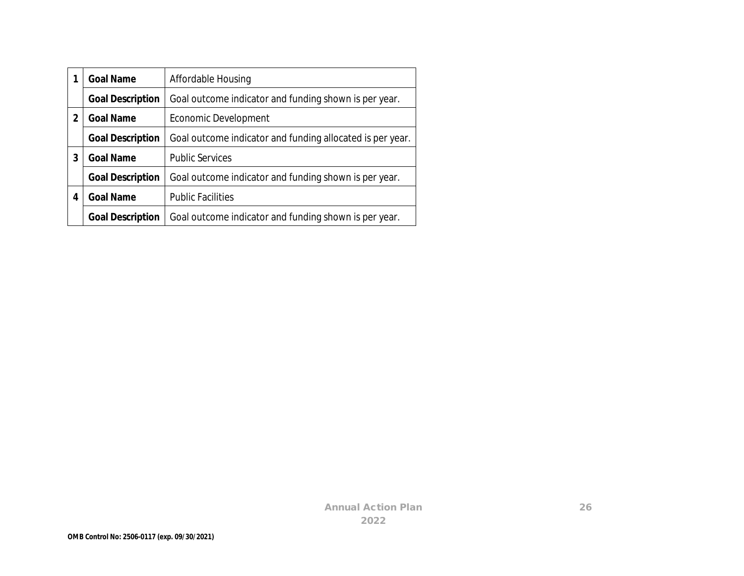| | | |
|---|---|---|
| 1 | **Goal Name** | Affordable Housing |
| | **Goal Description** | Goal outcome indicator and funding shown is per year. |
| 2 | **Goal Name** | Economic Development |
| | **Goal Description** | Goal outcome indicator and funding allocated is per year. |
| 3 | **Goal Name** | Public Services |
| | **Goal Description** | Goal outcome indicator and funding shown is per year. |
| 4 | **Goal Name** | Public Facilities |
| | **Goal Description** | Goal outcome indicator and funding shown is per year. |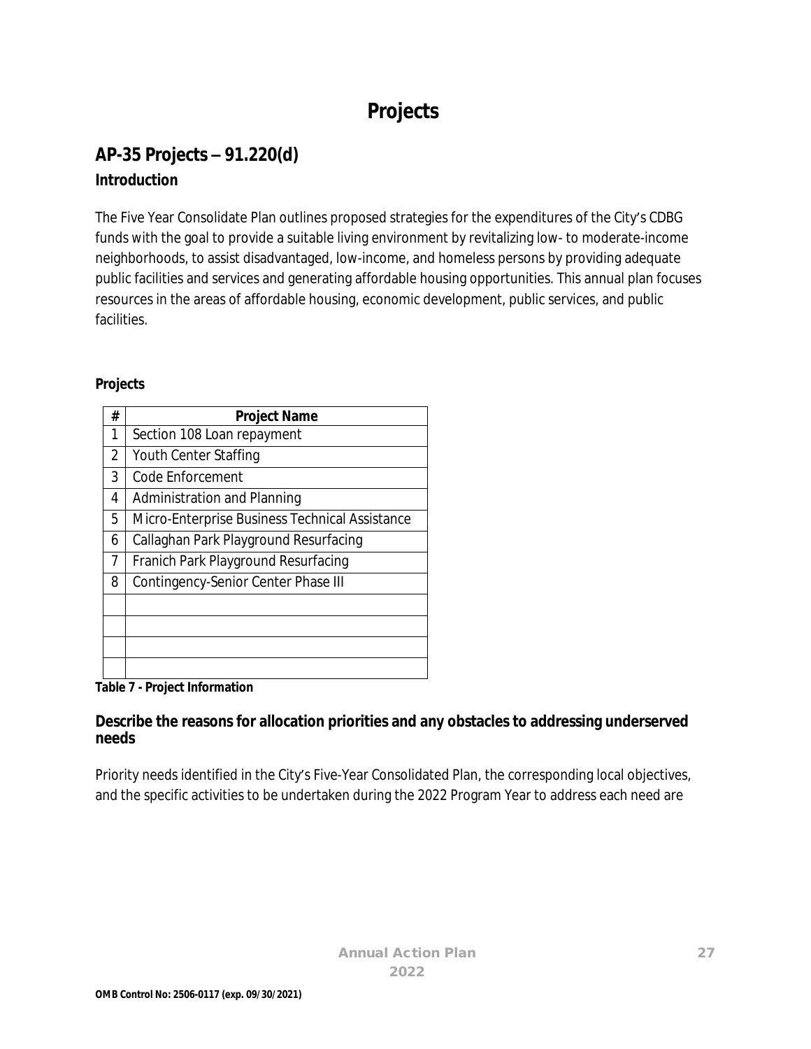# Projects

## AP-35 Projects – 91.220(d)

### Introduction

The Five Year Consolidate Plan outlines proposed strategies for the expenditures of the City's CDBG funds with the goal to provide a suitable living environment by revitalizing low- to moderate-income neighborhoods, to assist disadvantaged, low-income, and homeless persons by providing adequate public facilities and services and generating affordable housing opportunities. This annual plan focuses resources in the areas of affordable housing, economic development, public services, and public facilities.

**Projects**

| # | Project Name |
|---|---|
| 1 | Section 108 Loan repayment |
| 2 | Youth Center Staffing |
| 3 | Code Enforcement |
| 4 | Administration and Planning |
| 5 | Micro-Enterprise Business Technical Assistance |
| 6 | Callaghan Park Playground Resurfacing |
| 7 | Franich Park Playground Resurfacing |
| 8 | Contingency-Senior Center Phase III |
| | |
| | |
| | |
| | |

**Table 7 - Project Information**

### Describe the reasons for allocation priorities and any obstacles to addressing underserved needs

Priority needs identified in the City's Five-Year Consolidated Plan, the corresponding local objectives, and the specific activities to be undertaken during the 2022 Program Year to address each need are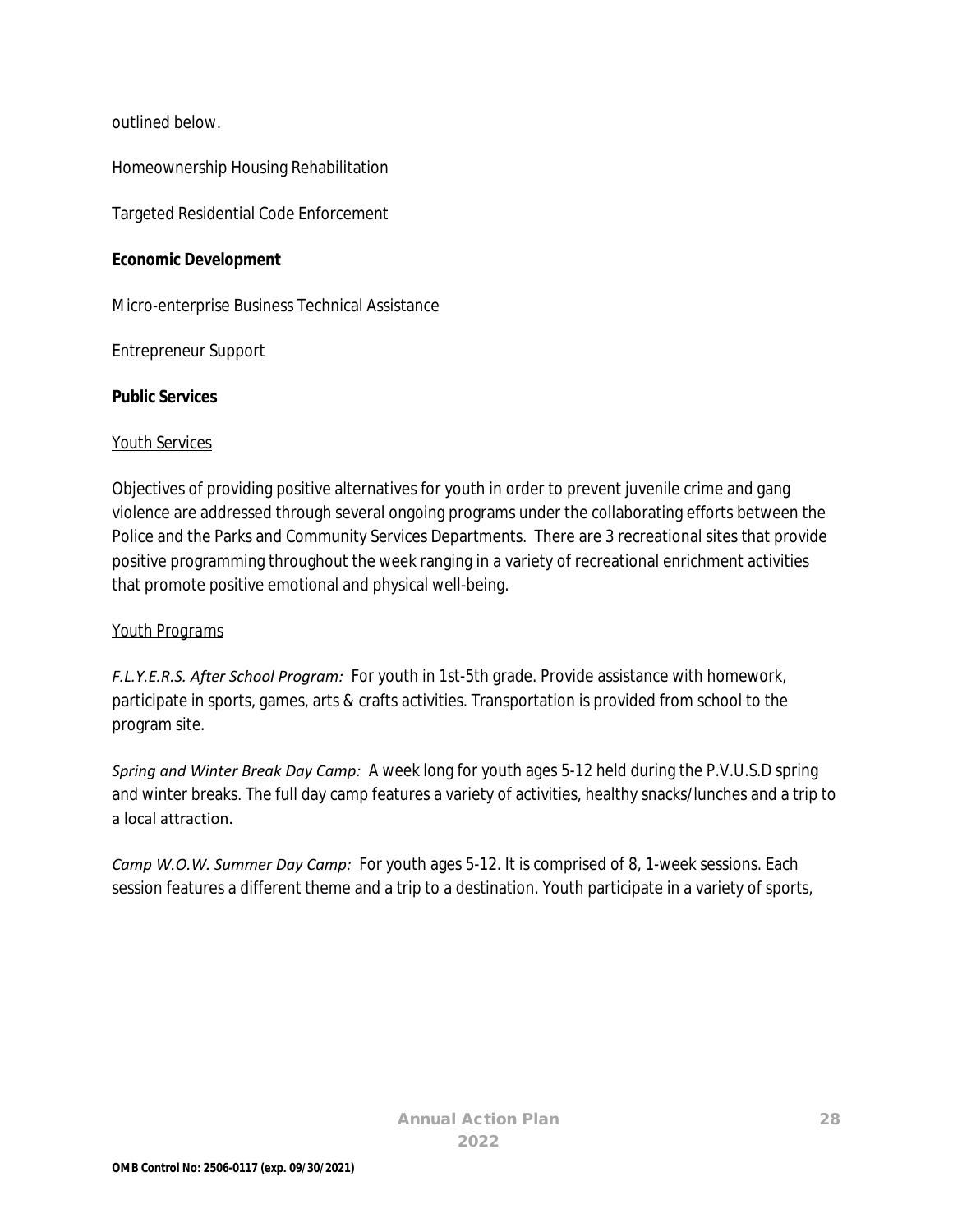outlined below.

Homeownership Housing Rehabilitation

Targeted Residential Code Enforcement

**Economic Development**

Micro-enterprise Business Technical Assistance

Entrepreneur Support

**Public Services**

Youth Services

Objectives of providing positive alternatives for youth in order to prevent juvenile crime and gang violence are addressed through several ongoing programs under the collaborating efforts between the Police and the Parks and Community Services Departments. There are 3 recreational sites that provide positive programming throughout the week ranging in a variety of recreational enrichment activities that promote positive emotional and physical well-being.

Youth Programs

*F.L.Y.E.R.S. After School Program:* For youth in 1st-5th grade. Provide assistance with homework, participate in sports, games, arts & crafts activities. Transportation is provided from school to the program site.

*Spring and Winter Break Day Camp:* A week long for youth ages 5-12 held during the P.V.U.S.D spring and winter breaks. The full day camp features a variety of activities, healthy snacks/lunches and a trip to a local attraction.

*Camp W.O.W. Summer Day Camp:* For youth ages 5-12. It is comprised of 8, 1-week sessions. Each session features a different theme and a trip to a destination. Youth participate in a variety of sports,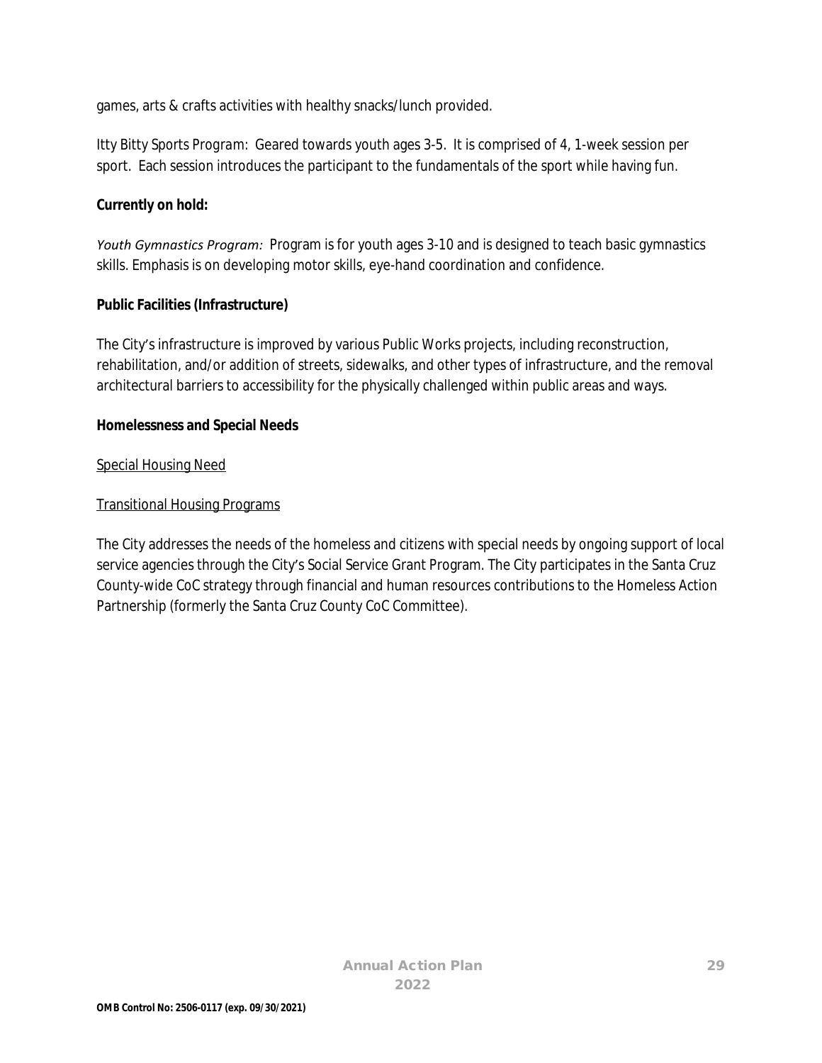games, arts & crafts activities with healthy snacks/lunch provided.

Itty Bitty Sports Program: Geared towards youth ages 3-5. It is comprised of 4, 1-week session per sport. Each session introduces the participant to the fundamentals of the sport while having fun.

**Currently on hold:**

*Youth Gymnastics Program:* Program is for youth ages 3-10 and is designed to teach basic gymnastics skills. Emphasis is on developing motor skills, eye-hand coordination and confidence.

**Public Facilities (Infrastructure)**

The City's infrastructure is improved by various Public Works projects, including reconstruction, rehabilitation, and/or addition of streets, sidewalks, and other types of infrastructure, and the removal architectural barriers to accessibility for the physically challenged within public areas and ways.

**Homelessness and Special Needs**

<u>Special Housing Need</u>

<u>Transitional Housing Programs</u>

The City addresses the needs of the homeless and citizens with special needs by ongoing support of local service agencies through the City's Social Service Grant Program. The City participates in the Santa Cruz County-wide CoC strategy through financial and human resources contributions to the Homeless Action Partnership (formerly the Santa Cruz County CoC Committee).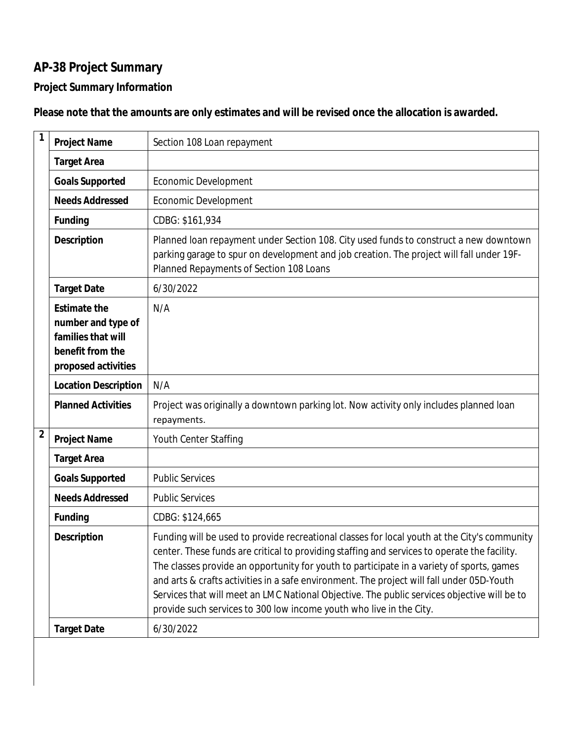# AP-38 Project Summary

## Project Summary Information

**Please note that the amounts are only estimates and will be revised once the allocation is awarded.**

| # | | |
|---|---|---|
| 1 | **Project Name** | Section 108 Loan repayment |
| | **Target Area** | |
| | **Goals Supported** | Economic Development |
| | **Needs Addressed** | Economic Development |
| | **Funding** | CDBG: $161,934 |
| | **Description** | Planned loan repayment under Section 108. City used funds to construct a new downtown parking garage to spur on development and job creation. The project will fall under 19F-Planned Repayments of Section 108 Loans |
| | **Target Date** | 6/30/2022 |
| | **Estimate the number and type of families that will benefit from the proposed activities** | N/A |
| | **Location Description** | N/A |
| | **Planned Activities** | Project was originally a downtown parking lot. Now activity only includes planned loan repayments. |
| 2 | **Project Name** | Youth Center Staffing |
| | **Target Area** | |
| | **Goals Supported** | Public Services |
| | **Needs Addressed** | Public Services |
| | **Funding** | CDBG: $124,665 |
| | **Description** | Funding will be used to provide recreational classes for local youth at the City's community center. These funds are critical to providing staffing and services to operate the facility. The classes provide an opportunity for youth to participate in a variety of sports, games and arts & crafts activities in a safe environment. The project will fall under 05D-Youth Services that will meet an LMC National Objective. The public services objective will be to provide such services to 300 low income youth who live in the City. |
| | **Target Date** | 6/30/2022 |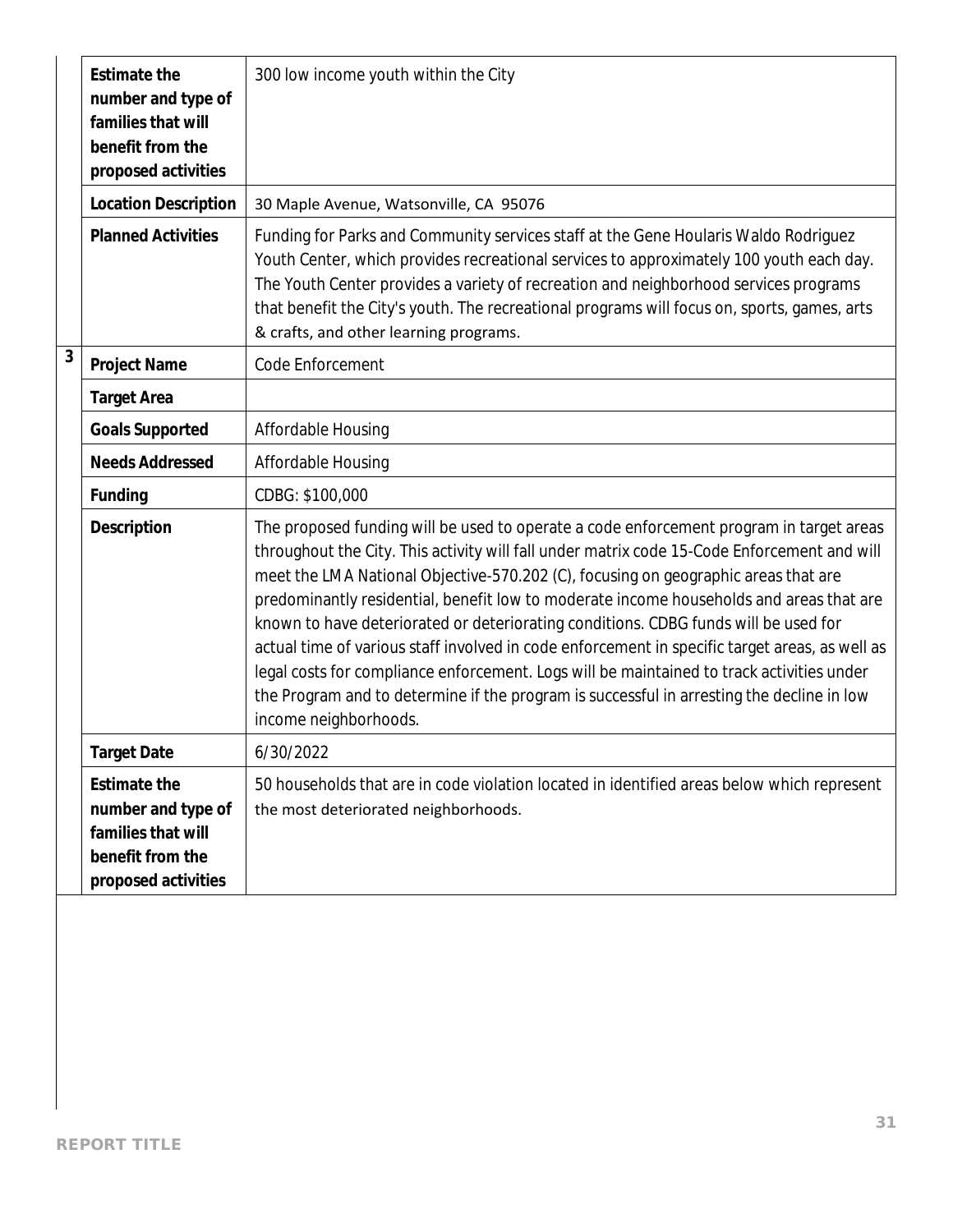| | | |
|---|---|---|
| | **Estimate the number and type of families that will benefit from the proposed activities** | 300 low income youth within the City |
| | **Location Description** | 30 Maple Avenue, Watsonville, CA 95076 |
| | **Planned Activities** | Funding for Parks and Community services staff at the Gene Hoularis Waldo Rodriguez Youth Center, which provides recreational services to approximately 100 youth each day. The Youth Center provides a variety of recreation and neighborhood services programs that benefit the City's youth. The recreational programs will focus on, sports, games, arts & crafts, and other learning programs. |
| 3 | **Project Name** | Code Enforcement |
| | **Target Area** | |
| | **Goals Supported** | Affordable Housing |
| | **Needs Addressed** | Affordable Housing |
| | **Funding** | CDBG: $100,000 |
| | **Description** | The proposed funding will be used to operate a code enforcement program in target areas throughout the City. This activity will fall under matrix code 15-Code Enforcement and will meet the LMA National Objective-570.202 (C), focusing on geographic areas that are predominantly residential, benefit low to moderate income households and areas that are known to have deteriorated or deteriorating conditions. CDBG funds will be used for actual time of various staff involved in code enforcement in specific target areas, as well as legal costs for compliance enforcement. Logs will be maintained to track activities under the Program and to determine if the program is successful in arresting the decline in low income neighborhoods. |
| | **Target Date** | 6/30/2022 |
| | **Estimate the number and type of families that will benefit from the proposed activities** | 50 households that are in code violation located in identified areas below which represent the most deteriorated neighborhoods. |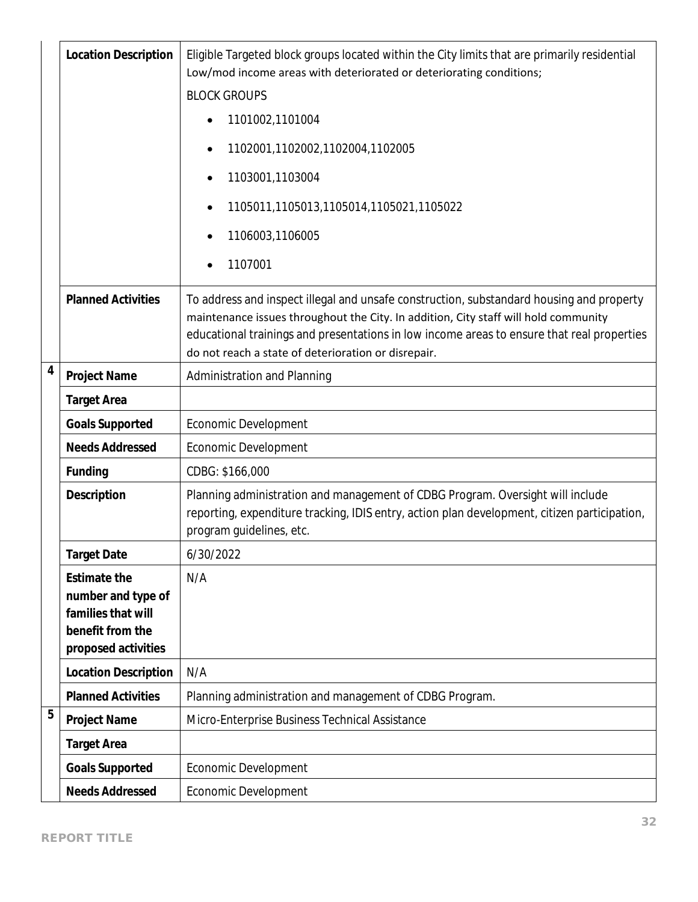| | | |
|---|---|---|
| | **Location Description** | Eligible Targeted block groups located within the City limits that are primarily residential Low/mod income areas with deteriorated or deteriorating conditions;<br>BLOCK GROUPS<br>• 1101002,1101004<br>• 1102001,1102002,1102004,1102005<br>• 1103001,1103004<br>• 1105011,1105013,1105014,1105021,1105022<br>• 1106003,1106005<br>• 1107001 |
| | **Planned Activities** | To address and inspect illegal and unsafe construction, substandard housing and property maintenance issues throughout the City. In addition, City staff will hold community educational trainings and presentations in low income areas to ensure that real properties do not reach a state of deterioration or disrepair. |
| 4 | **Project Name** | Administration and Planning |
| | **Target Area** | |
| | **Goals Supported** | Economic Development |
| | **Needs Addressed** | Economic Development |
| | **Funding** | CDBG: $166,000 |
| | **Description** | Planning administration and management of CDBG Program. Oversight will include reporting, expenditure tracking, IDIS entry, action plan development, citizen participation, program guidelines, etc. |
| | **Target Date** | 6/30/2022 |
| | **Estimate the number and type of families that will benefit from the proposed activities** | N/A |
| | **Location Description** | N/A |
| | **Planned Activities** | Planning administration and management of CDBG Program. |
| 5 | **Project Name** | Micro-Enterprise Business Technical Assistance |
| | **Target Area** | |
| | **Goals Supported** | Economic Development |
| | **Needs Addressed** | Economic Development |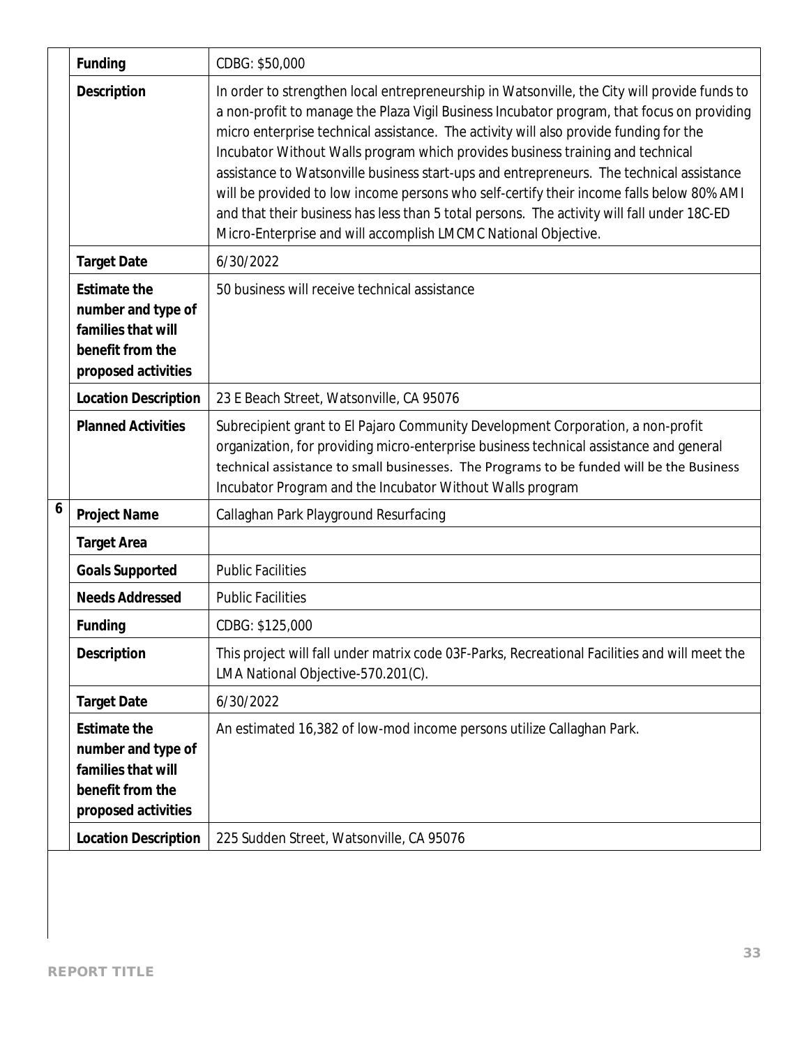| | | |
|---|---|---|
| | **Funding** | CDBG: $50,000 |
| | **Description** | In order to strengthen local entrepreneurship in Watsonville, the City will provide funds to a non-profit to manage the Plaza Vigil Business Incubator program, that focus on providing micro enterprise technical assistance. The activity will also provide funding for the Incubator Without Walls program which provides business training and technical assistance to Watsonville business start-ups and entrepreneurs. The technical assistance will be provided to low income persons who self-certify their income falls below 80% AMI and that their business has less than 5 total persons. The activity will fall under 18C-ED Micro-Enterprise and will accomplish LMCMC National Objective. |
| | **Target Date** | 6/30/2022 |
| | **Estimate the number and type of families that will benefit from the proposed activities** | 50 business will receive technical assistance |
| | **Location Description** | 23 E Beach Street, Watsonville, CA 95076 |
| | **Planned Activities** | Subrecipient grant to El Pajaro Community Development Corporation, a non-profit organization, for providing micro-enterprise business technical assistance and general technical assistance to small businesses. The Programs to be funded will be the Business Incubator Program and the Incubator Without Walls program |
| 6 | **Project Name** | Callaghan Park Playground Resurfacing |
| | **Target Area** | |
| | **Goals Supported** | Public Facilities |
| | **Needs Addressed** | Public Facilities |
| | **Funding** | CDBG: $125,000 |
| | **Description** | This project will fall under matrix code 03F-Parks, Recreational Facilities and will meet the LMA National Objective-570.201(C). |
| | **Target Date** | 6/30/2022 |
| | **Estimate the number and type of families that will benefit from the proposed activities** | An estimated 16,382 of low-mod income persons utilize Callaghan Park. |
| | **Location Description** | 225 Sudden Street, Watsonville, CA 95076 |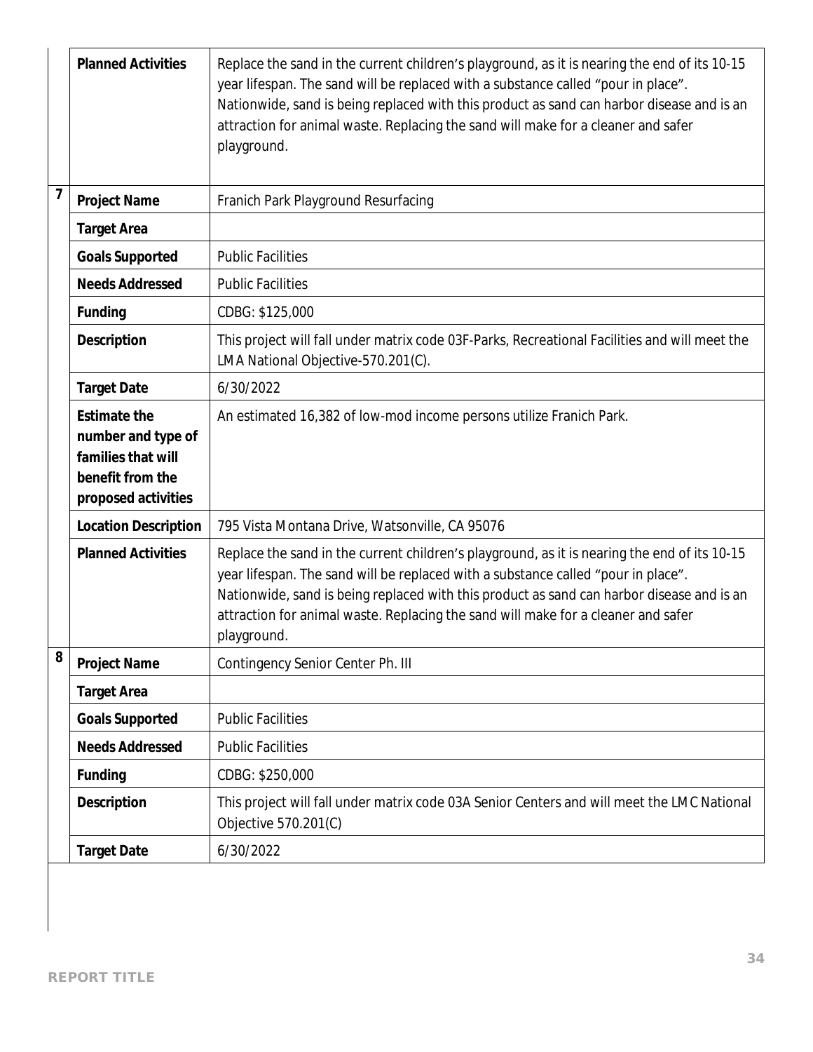| | | |
|---|---|---|
| | **Planned Activities** | Replace the sand in the current children's playground, as it is nearing the end of its 10-15 year lifespan. The sand will be replaced with a substance called "pour in place". Nationwide, sand is being replaced with this product as sand can harbor disease and is an attraction for animal waste. Replacing the sand will make for a cleaner and safer playground. |
| **7** | **Project Name** | Franich Park Playground Resurfacing |
| | **Target Area** | |
| | **Goals Supported** | Public Facilities |
| | **Needs Addressed** | Public Facilities |
| | **Funding** | CDBG: $125,000 |
| | **Description** | This project will fall under matrix code 03F-Parks, Recreational Facilities and will meet the LMA National Objective-570.201(C). |
| | **Target Date** | 6/30/2022 |
| | **Estimate the number and type of families that will benefit from the proposed activities** | An estimated 16,382 of low-mod income persons utilize Franich Park. |
| | **Location Description** | 795 Vista Montana Drive, Watsonville, CA 95076 |
| | **Planned Activities** | Replace the sand in the current children's playground, as it is nearing the end of its 10-15 year lifespan. The sand will be replaced with a substance called "pour in place". Nationwide, sand is being replaced with this product as sand can harbor disease and is an attraction for animal waste. Replacing the sand will make for a cleaner and safer playground. |
| **8** | **Project Name** | Contingency Senior Center Ph. III |
| | **Target Area** | |
| | **Goals Supported** | Public Facilities |
| | **Needs Addressed** | Public Facilities |
| | **Funding** | CDBG: $250,000 |
| | **Description** | This project will fall under matrix code 03A Senior Centers and will meet the LMC National Objective 570.201(C) |
| | **Target Date** | 6/30/2022 |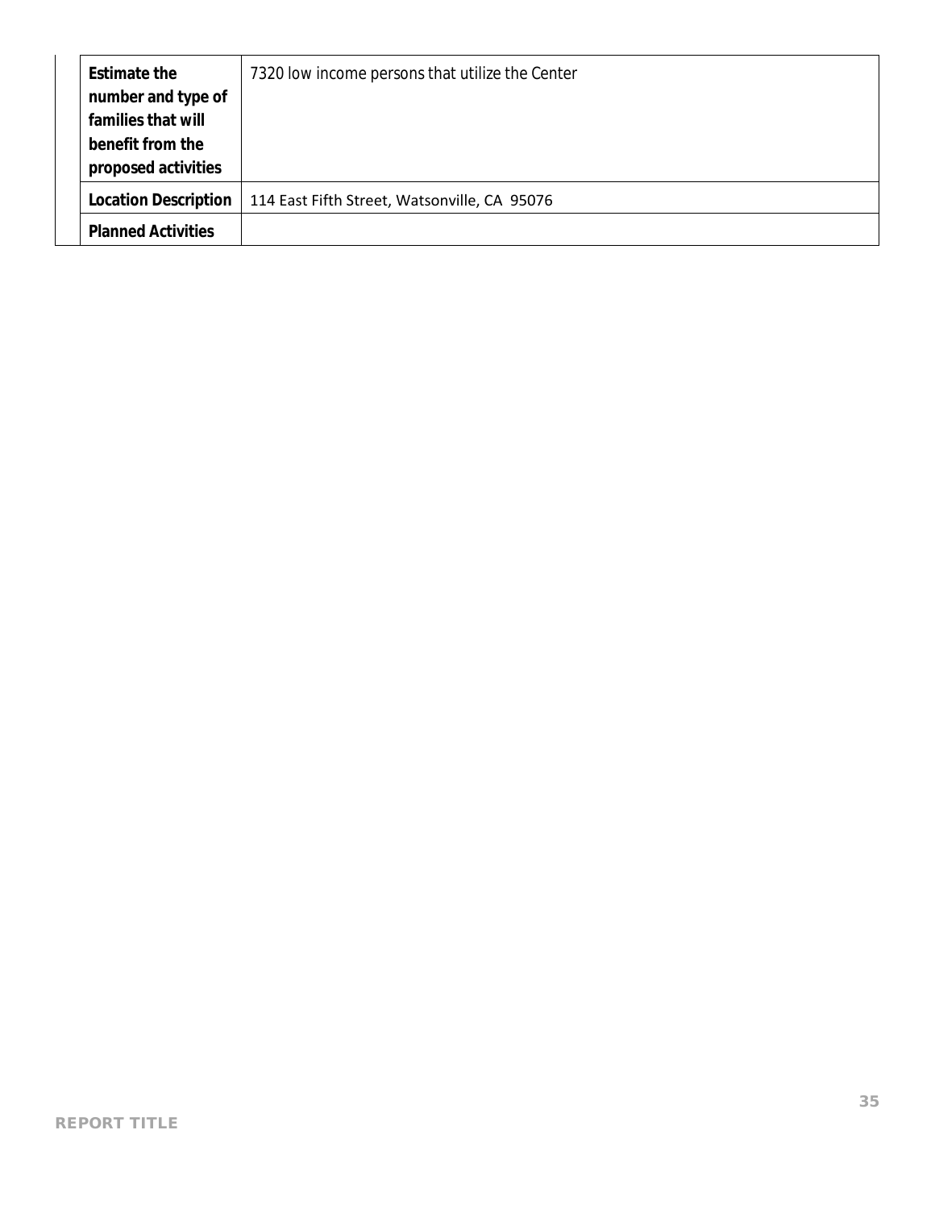| | |
|---|---|
| **Estimate the number and type of families that will benefit from the proposed activities** | 7320 low income persons that utilize the Center |
| **Location Description** | 114 East Fifth Street, Watsonville, CA 95076 |
| **Planned Activities** | |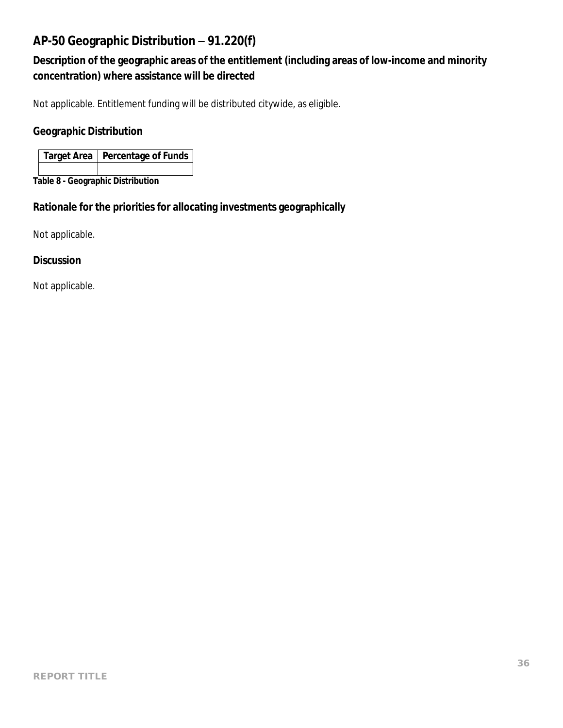## AP-50 Geographic Distribution – 91.220(f)

### Description of the geographic areas of the entitlement (including areas of low-income and minority concentration) where assistance will be directed

Not applicable. Entitlement funding will be distributed citywide, as eligible.

### Geographic Distribution

| Target Area | Percentage of Funds |
|---|---|
| | |

**Table 8 - Geographic Distribution**

### Rationale for the priorities for allocating investments geographically

Not applicable.

### Discussion

Not applicable.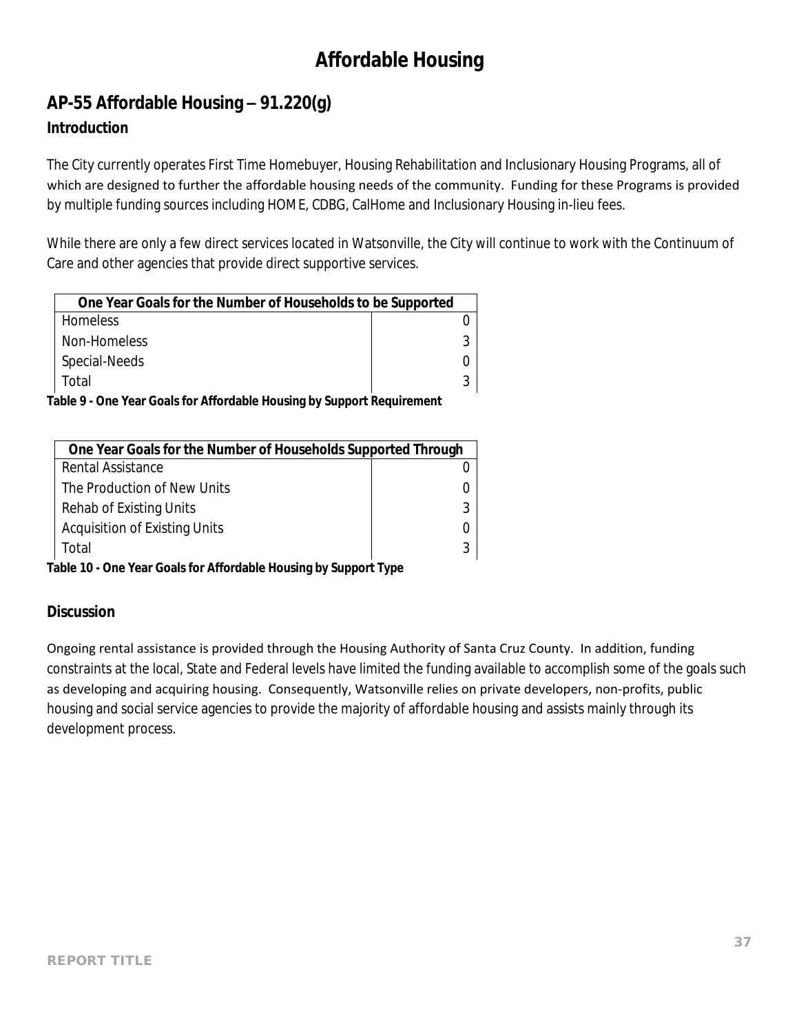# Affordable Housing

## AP-55 Affordable Housing – 91.220(g)

### Introduction

The City currently operates First Time Homebuyer, Housing Rehabilitation and Inclusionary Housing Programs, all of which are designed to further the affordable housing needs of the community. Funding for these Programs is provided by multiple funding sources including HOME, CDBG, CalHome and Inclusionary Housing in-lieu fees.

While there are only a few direct services located in Watsonville, the City will continue to work with the Continuum of Care and other agencies that provide direct supportive services.

| One Year Goals for the Number of Households to be Supported | |
|---|---|
| Homeless | 0 |
| Non-Homeless | 3 |
| Special-Needs | 0 |
| Total | 3 |

**Table 9 - One Year Goals for Affordable Housing by Support Requirement**

| One Year Goals for the Number of Households Supported Through | |
|---|---|
| Rental Assistance | 0 |
| The Production of New Units | 0 |
| Rehab of Existing Units | 3 |
| Acquisition of Existing Units | 0 |
| Total | 3 |

**Table 10 - One Year Goals for Affordable Housing by Support Type**

### Discussion

Ongoing rental assistance is provided through the Housing Authority of Santa Cruz County. In addition, funding constraints at the local, State and Federal levels have limited the funding available to accomplish some of the goals such as developing and acquiring housing. Consequently, Watsonville relies on private developers, non-profits, public housing and social service agencies to provide the majority of affordable housing and assists mainly through its development process.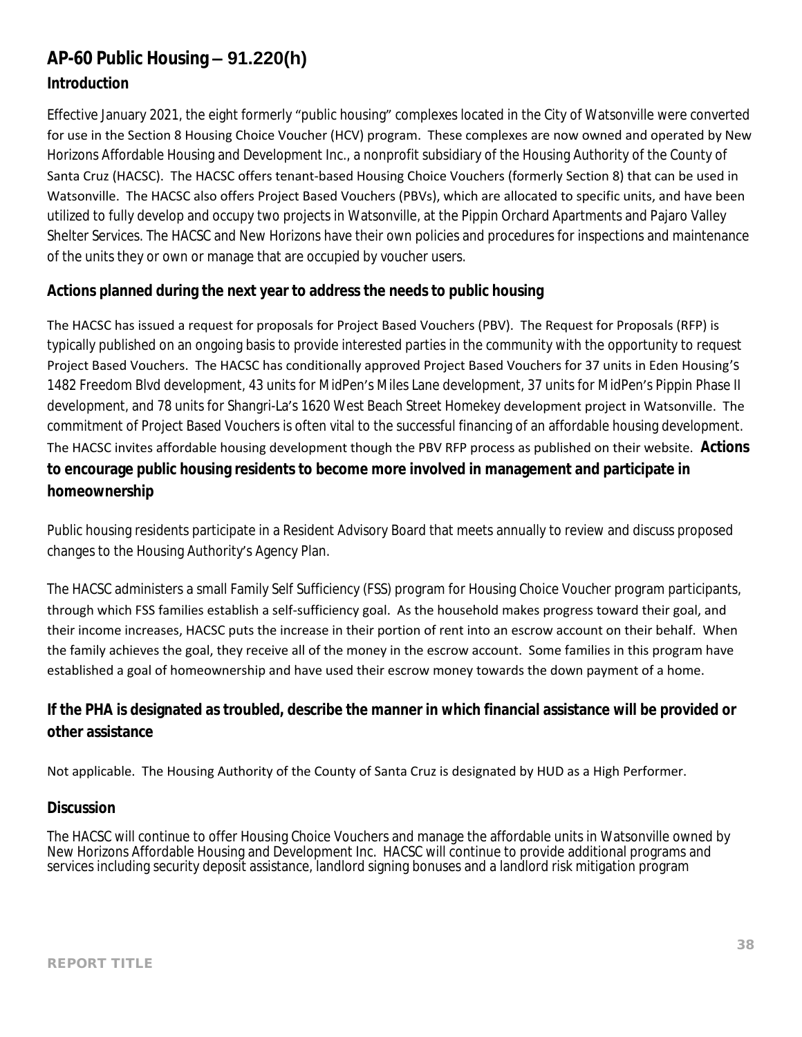## AP-60 Public Housing – 91.220(h)

### Introduction

Effective January 2021, the eight formerly "public housing" complexes located in the City of Watsonville were converted for use in the Section 8 Housing Choice Voucher (HCV) program. These complexes are now owned and operated by New Horizons Affordable Housing and Development Inc., a nonprofit subsidiary of the Housing Authority of the County of Santa Cruz (HACSC). The HACSC offers tenant-based Housing Choice Vouchers (formerly Section 8) that can be used in Watsonville. The HACSC also offers Project Based Vouchers (PBVs), which are allocated to specific units, and have been utilized to fully develop and occupy two projects in Watsonville, at the Pippin Orchard Apartments and Pajaro Valley Shelter Services. The HACSC and New Horizons have their own policies and procedures for inspections and maintenance of the units they or own or manage that are occupied by voucher users.

### Actions planned during the next year to address the needs to public housing

The HACSC has issued a request for proposals for Project Based Vouchers (PBV). The Request for Proposals (RFP) is typically published on an ongoing basis to provide interested parties in the community with the opportunity to request Project Based Vouchers. The HACSC has conditionally approved Project Based Vouchers for 37 units in Eden Housing's 1482 Freedom Blvd development, 43 units for MidPen's Miles Lane development, 37 units for MidPen's Pippin Phase II development, and 78 units for Shangri-La's 1620 West Beach Street Homekey development project in Watsonville. The commitment of Project Based Vouchers is often vital to the successful financing of an affordable housing development. The HACSC invites affordable housing development though the PBV RFP process as published on their website.

### Actions to encourage public housing residents to become more involved in management and participate in homeownership

Public housing residents participate in a Resident Advisory Board that meets annually to review and discuss proposed changes to the Housing Authority's Agency Plan.

The HACSC administers a small Family Self Sufficiency (FSS) program for Housing Choice Voucher program participants, through which FSS families establish a self-sufficiency goal. As the household makes progress toward their goal, and their income increases, HACSC puts the increase in their portion of rent into an escrow account on their behalf. When the family achieves the goal, they receive all of the money in the escrow account. Some families in this program have established a goal of homeownership and have used their escrow money towards the down payment of a home.

### If the PHA is designated as troubled, describe the manner in which financial assistance will be provided or other assistance

Not applicable. The Housing Authority of the County of Santa Cruz is designated by HUD as a High Performer.

### Discussion

The HACSC will continue to offer Housing Choice Vouchers and manage the affordable units in Watsonville owned by New Horizons Affordable Housing and Development Inc. HACSC will continue to provide additional programs and services including security deposit assistance, landlord signing bonuses and a landlord risk mitigation program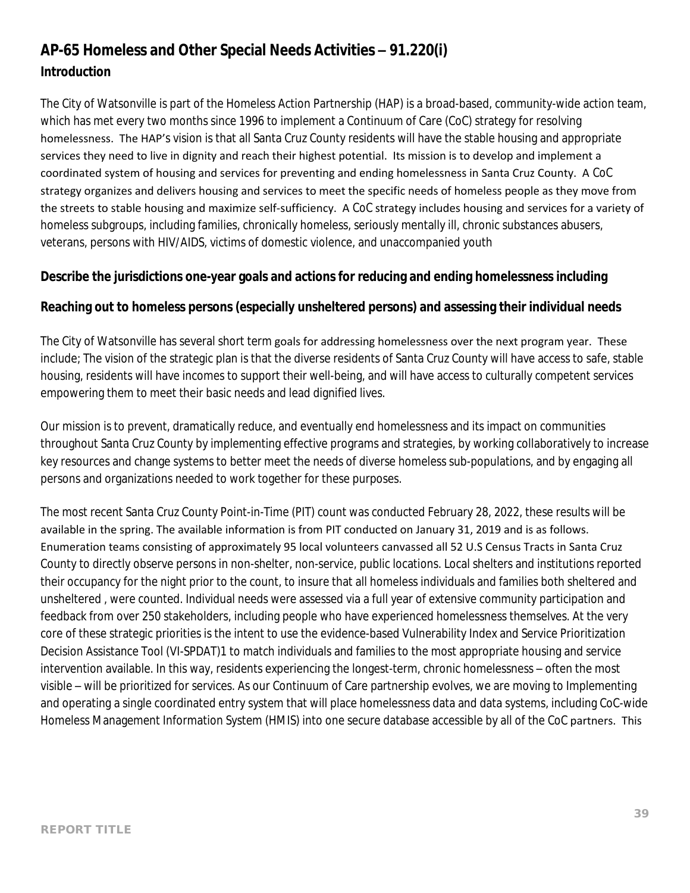## AP-65 Homeless and Other Special Needs Activities – 91.220(i)

### Introduction

The City of Watsonville is part of the Homeless Action Partnership (HAP) is a broad-based, community-wide action team, which has met every two months since 1996 to implement a Continuum of Care (CoC) strategy for resolving homelessness. The HAP's vision is that all Santa Cruz County residents will have the stable housing and appropriate services they need to live in dignity and reach their highest potential. Its mission is to develop and implement a coordinated system of housing and services for preventing and ending homelessness in Santa Cruz County. A CoC strategy organizes and delivers housing and services to meet the specific needs of homeless people as they move from the streets to stable housing and maximize self-sufficiency. A CoC strategy includes housing and services for a variety of homeless subgroups, including families, chronically homeless, seriously mentally ill, chronic substances abusers, veterans, persons with HIV/AIDS, victims of domestic violence, and unaccompanied youth

**Describe the jurisdictions one-year goals and actions for reducing and ending homelessness including**

**Reaching out to homeless persons (especially unsheltered persons) and assessing their individual needs**

The City of Watsonville has several short term goals for addressing homelessness over the next program year. These include; The vision of the strategic plan is that the diverse residents of Santa Cruz County will have access to safe, stable housing, residents will have incomes to support their well-being, and will have access to culturally competent services empowering them to meet their basic needs and lead dignified lives.

Our mission is to prevent, dramatically reduce, and eventually end homelessness and its impact on communities throughout Santa Cruz County by implementing effective programs and strategies, by working collaboratively to increase key resources and change systems to better meet the needs of diverse homeless sub-populations, and by engaging all persons and organizations needed to work together for these purposes.

The most recent Santa Cruz County Point-in-Time (PIT) count was conducted February 28, 2022, these results will be available in the spring. The available information is from PIT conducted on January 31, 2019 and is as follows. Enumeration teams consisting of approximately 95 local volunteers canvassed all 52 U.S Census Tracts in Santa Cruz County to directly observe persons in non-shelter, non-service, public locations. Local shelters and institutions reported their occupancy for the night prior to the count, to insure that all homeless individuals and families both sheltered and unsheltered , were counted. Individual needs were assessed via a full year of extensive community participation and feedback from over 250 stakeholders, including people who have experienced homelessness themselves. At the very core of these strategic priorities is the intent to use the evidence-based Vulnerability Index and Service Prioritization Decision Assistance Tool (VI-SPDAT)1 to match individuals and families to the most appropriate housing and service intervention available. In this way, residents experiencing the longest-term, chronic homelessness – often the most visible – will be prioritized for services. As our Continuum of Care partnership evolves, we are moving to Implementing and operating a single coordinated entry system that will place homelessness data and data systems, including CoC-wide Homeless Management Information System (HMIS) into one secure database accessible by all of the CoC partners. This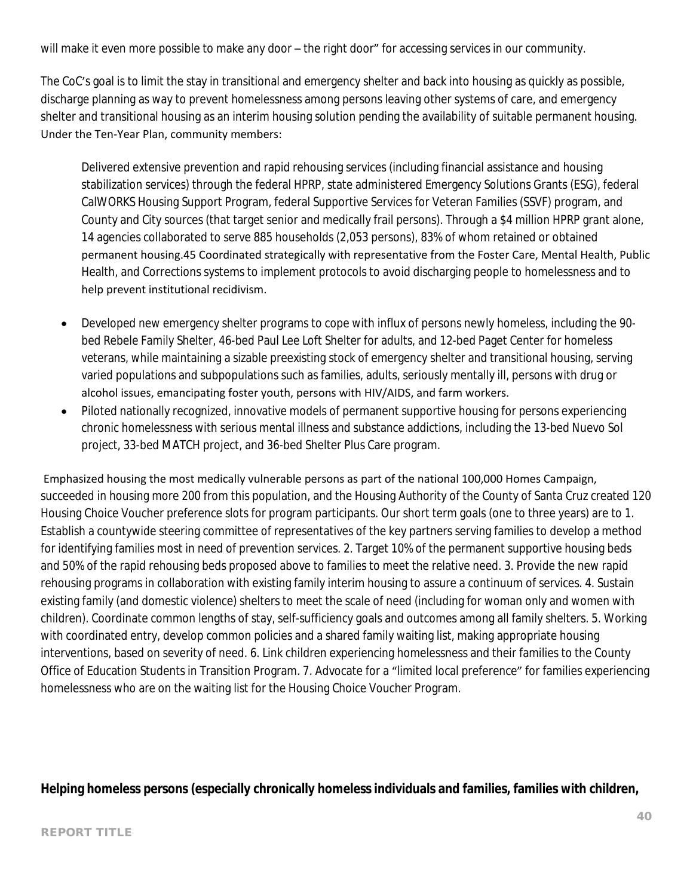will make it even more possible to make any door – the right door" for accessing services in our community.

The CoC's goal is to limit the stay in transitional and emergency shelter and back into housing as quickly as possible, discharge planning as way to prevent homelessness among persons leaving other systems of care, and emergency shelter and transitional housing as an interim housing solution pending the availability of suitable permanent housing. Under the Ten-Year Plan, community members:

> Delivered extensive prevention and rapid rehousing services (including financial assistance and housing stabilization services) through the federal HPRP, state administered Emergency Solutions Grants (ESG), federal CalWORKS Housing Support Program, federal Supportive Services for Veteran Families (SSVF) program, and County and City sources (that target senior and medically frail persons). Through a $4 million HPRP grant alone, 14 agencies collaborated to serve 885 households (2,053 persons), 83% of whom retained or obtained permanent housing.45 Coordinated strategically with representative from the Foster Care, Mental Health, Public Health, and Corrections systems to implement protocols to avoid discharging people to homelessness and to help prevent institutional recidivism.

- Developed new emergency shelter programs to cope with influx of persons newly homeless, including the 90-bed Rebele Family Shelter, 46-bed Paul Lee Loft Shelter for adults, and 12-bed Paget Center for homeless veterans, while maintaining a sizable preexisting stock of emergency shelter and transitional housing, serving varied populations and subpopulations such as families, adults, seriously mentally ill, persons with drug or alcohol issues, emancipating foster youth, persons with HIV/AIDS, and farm workers.
- Piloted nationally recognized, innovative models of permanent supportive housing for persons experiencing chronic homelessness with serious mental illness and substance addictions, including the 13-bed Nuevo Sol project, 33-bed MATCH project, and 36-bed Shelter Plus Care program.

Emphasized housing the most medically vulnerable persons as part of the national 100,000 Homes Campaign, succeeded in housing more 200 from this population, and the Housing Authority of the County of Santa Cruz created 120 Housing Choice Voucher preference slots for program participants. Our short term goals (one to three years) are to 1. Establish a countywide steering committee of representatives of the key partners serving families to develop a method for identifying families most in need of prevention services. 2. Target 10% of the permanent supportive housing beds and 50% of the rapid rehousing beds proposed above to families to meet the relative need. 3. Provide the new rapid rehousing programs in collaboration with existing family interim housing to assure a continuum of services. 4. Sustain existing family (and domestic violence) shelters to meet the scale of need (including for woman only and women with children). Coordinate common lengths of stay, self-sufficiency goals and outcomes among all family shelters. 5. Working with coordinated entry, develop common policies and a shared family waiting list, making appropriate housing interventions, based on severity of need. 6. Link children experiencing homelessness and their families to the County Office of Education Students in Transition Program. 7. Advocate for a "limited local preference" for families experiencing homelessness who are on the waiting list for the Housing Choice Voucher Program.

**Helping homeless persons (especially chronically homeless individuals and families, families with children,**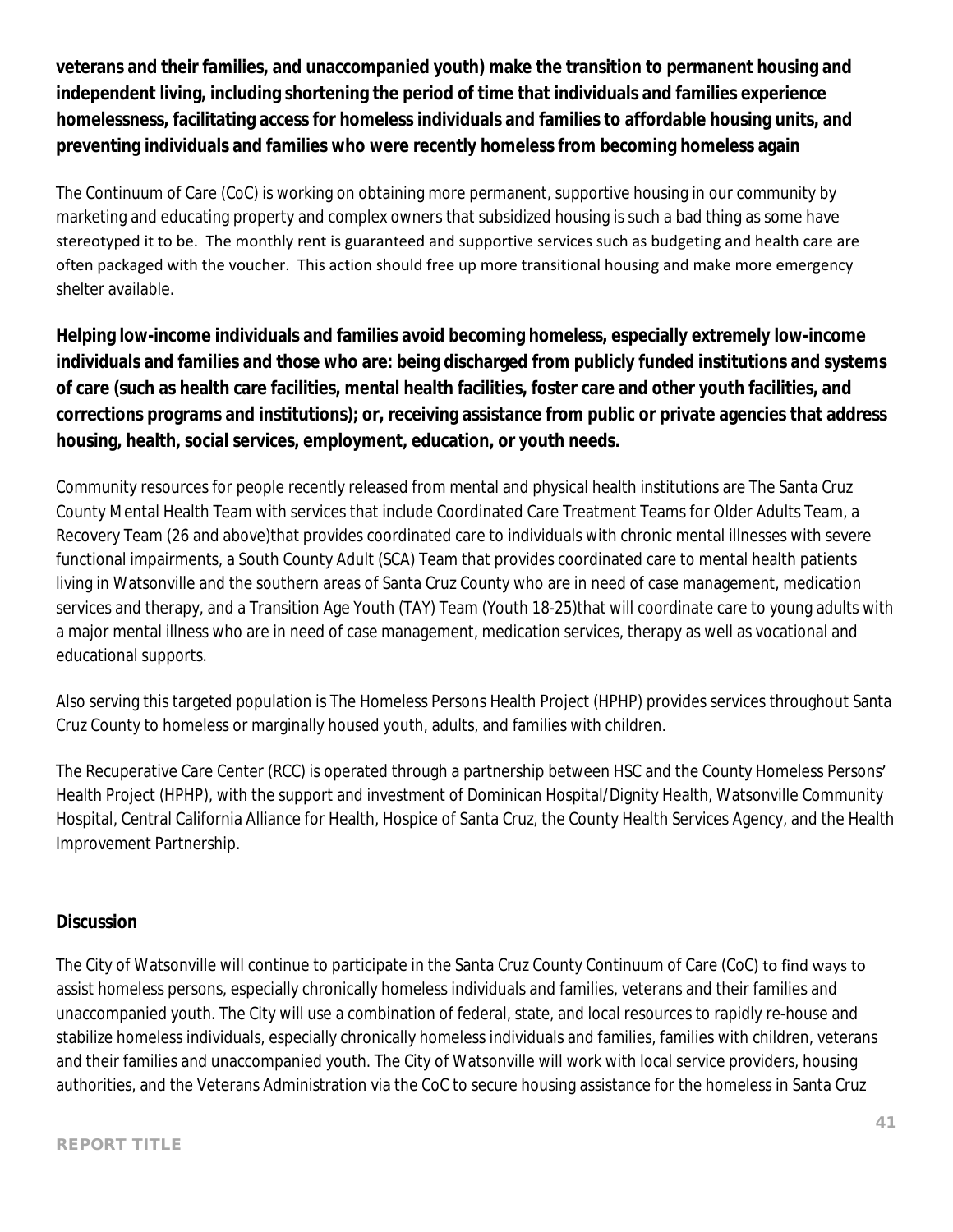**veterans and their families, and unaccompanied youth) make the transition to permanent housing and independent living, including shortening the period of time that individuals and families experience homelessness, facilitating access for homeless individuals and families to affordable housing units, and preventing individuals and families who were recently homeless from becoming homeless again**

The Continuum of Care (CoC) is working on obtaining more permanent, supportive housing in our community by marketing and educating property and complex owners that subsidized housing is such a bad thing as some have stereotyped it to be. The monthly rent is guaranteed and supportive services such as budgeting and health care are often packaged with the voucher. This action should free up more transitional housing and make more emergency shelter available.

**Helping low-income individuals and families avoid becoming homeless, especially extremely low-income individuals and families and those who are: being discharged from publicly funded institutions and systems of care (such as health care facilities, mental health facilities, foster care and other youth facilities, and corrections programs and institutions); or, receiving assistance from public or private agencies that address housing, health, social services, employment, education, or youth needs.**

Community resources for people recently released from mental and physical health institutions are The Santa Cruz County Mental Health Team with services that include Coordinated Care Treatment Teams for Older Adults Team, a Recovery Team (26 and above)that provides coordinated care to individuals with chronic mental illnesses with severe functional impairments, a South County Adult (SCA) Team that provides coordinated care to mental health patients living in Watsonville and the southern areas of Santa Cruz County who are in need of case management, medication services and therapy, and a Transition Age Youth (TAY) Team (Youth 18-25)that will coordinate care to young adults with a major mental illness who are in need of case management, medication services, therapy as well as vocational and educational supports.

Also serving this targeted population is The Homeless Persons Health Project (HPHP) provides services throughout Santa Cruz County to homeless or marginally housed youth, adults, and families with children.

The Recuperative Care Center (RCC) is operated through a partnership between HSC and the County Homeless Persons' Health Project (HPHP), with the support and investment of Dominican Hospital/Dignity Health, Watsonville Community Hospital, Central California Alliance for Health, Hospice of Santa Cruz, the County Health Services Agency, and the Health Improvement Partnership.

**Discussion**

The City of Watsonville will continue to participate in the Santa Cruz County Continuum of Care (CoC) to find ways to assist homeless persons, especially chronically homeless individuals and families, veterans and their families and unaccompanied youth. The City will use a combination of federal, state, and local resources to rapidly re-house and stabilize homeless individuals, especially chronically homeless individuals and families, families with children, veterans and their families and unaccompanied youth. The City of Watsonville will work with local service providers, housing authorities, and the Veterans Administration via the CoC to secure housing assistance for the homeless in Santa Cruz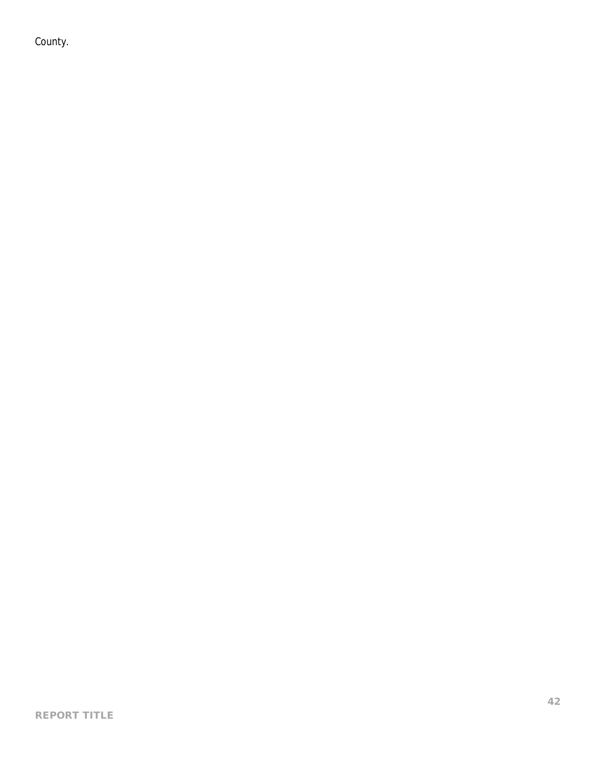County.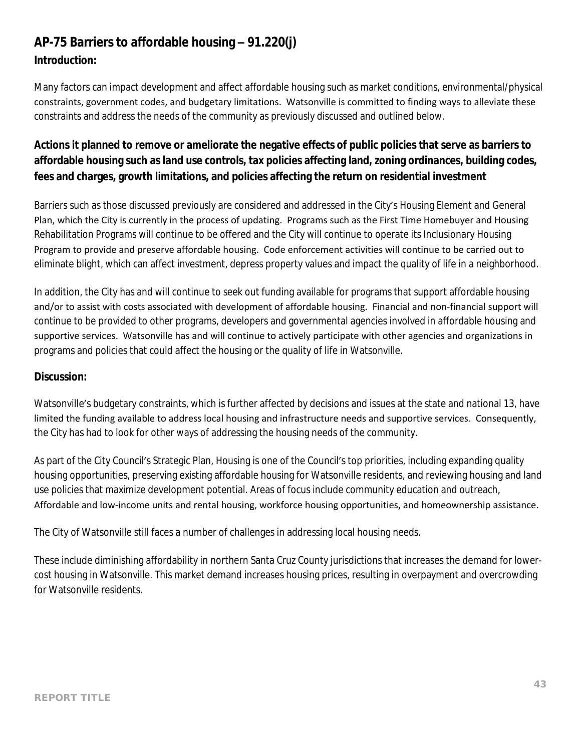## AP-75 Barriers to affordable housing – 91.220(j)

### Introduction:

Many factors can impact development and affect affordable housing such as market conditions, environmental/physical constraints, government codes, and budgetary limitations. Watsonville is committed to finding ways to alleviate these constraints and address the needs of the community as previously discussed and outlined below.

### Actions it planned to remove or ameliorate the negative effects of public policies that serve as barriers to affordable housing such as land use controls, tax policies affecting land, zoning ordinances, building codes, fees and charges, growth limitations, and policies affecting the return on residential investment

Barriers such as those discussed previously are considered and addressed in the City's Housing Element and General Plan, which the City is currently in the process of updating. Programs such as the First Time Homebuyer and Housing Rehabilitation Programs will continue to be offered and the City will continue to operate its Inclusionary Housing Program to provide and preserve affordable housing. Code enforcement activities will continue to be carried out to eliminate blight, which can affect investment, depress property values and impact the quality of life in a neighborhood.

In addition, the City has and will continue to seek out funding available for programs that support affordable housing and/or to assist with costs associated with development of affordable housing. Financial and non-financial support will continue to be provided to other programs, developers and governmental agencies involved in affordable housing and supportive services. Watsonville has and will continue to actively participate with other agencies and organizations in programs and policies that could affect the housing or the quality of life in Watsonville.

### Discussion:

Watsonville's budgetary constraints, which is further affected by decisions and issues at the state and national 13, have limited the funding available to address local housing and infrastructure needs and supportive services. Consequently, the City has had to look for other ways of addressing the housing needs of the community.

As part of the City Council's Strategic Plan, Housing is one of the Council's top priorities, including expanding quality housing opportunities, preserving existing affordable housing for Watsonville residents, and reviewing housing and land use policies that maximize development potential. Areas of focus include community education and outreach, Affordable and low-income units and rental housing, workforce housing opportunities, and homeownership assistance.

The City of Watsonville still faces a number of challenges in addressing local housing needs.

These include diminishing affordability in northern Santa Cruz County jurisdictions that increases the demand for lower-cost housing in Watsonville. This market demand increases housing prices, resulting in overpayment and overcrowding for Watsonville residents.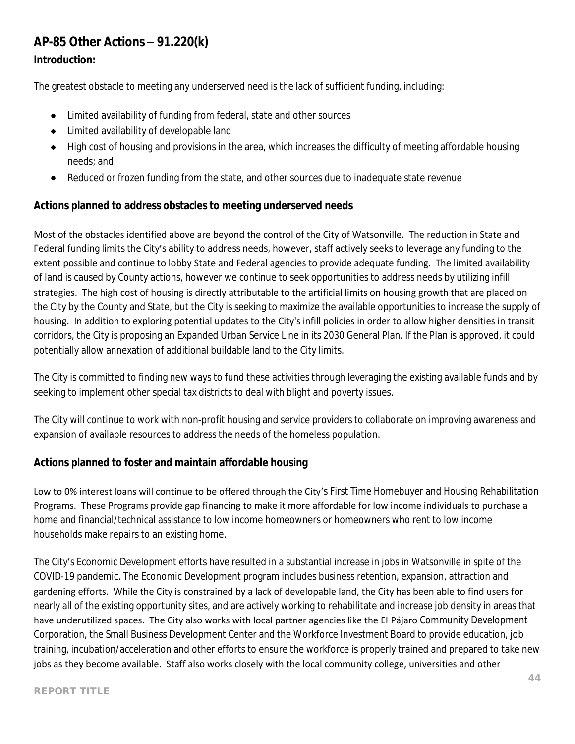## AP-85 Other Actions – 91.220(k)

### Introduction:

The greatest obstacle to meeting any underserved need is the lack of sufficient funding, including:

- Limited availability of funding from federal, state and other sources
- Limited availability of developable land
- High cost of housing and provisions in the area, which increases the difficulty of meeting affordable housing needs; and
- Reduced or frozen funding from the state, and other sources due to inadequate state revenue

### Actions planned to address obstacles to meeting underserved needs

Most of the obstacles identified above are beyond the control of the City of Watsonville. The reduction in State and Federal funding limits the City's ability to address needs, however, staff actively seeks to leverage any funding to the extent possible and continue to lobby State and Federal agencies to provide adequate funding. The limited availability of land is caused by County actions, however we continue to seek opportunities to address needs by utilizing infill strategies. The high cost of housing is directly attributable to the artificial limits on housing growth that are placed on the City by the County and State, but the City is seeking to maximize the available opportunities to increase the supply of housing. In addition to exploring potential updates to the City's infill policies in order to allow higher densities in transit corridors, the City is proposing an Expanded Urban Service Line in its 2030 General Plan. If the Plan is approved, it could potentially allow annexation of additional buildable land to the City limits.

The City is committed to finding new ways to fund these activities through leveraging the existing available funds and by seeking to implement other special tax districts to deal with blight and poverty issues.

The City will continue to work with non-profit housing and service providers to collaborate on improving awareness and expansion of available resources to address the needs of the homeless population.

### Actions planned to foster and maintain affordable housing

Low to 0% interest loans will continue to be offered through the City's First Time Homebuyer and Housing Rehabilitation Programs. These Programs provide gap financing to make it more affordable for low income individuals to purchase a home and financial/technical assistance to low income homeowners or homeowners who rent to low income households make repairs to an existing home.

The City's Economic Development efforts have resulted in a substantial increase in jobs in Watsonville in spite of the COVID-19 pandemic. The Economic Development program includes business retention, expansion, attraction and gardening efforts. While the City is constrained by a lack of developable land, the City has been able to find users for nearly all of the existing opportunity sites, and are actively working to rehabilitate and increase job density in areas that have underutilized spaces. The City also works with local partner agencies like the El Pájaro Community Development Corporation, the Small Business Development Center and the Workforce Investment Board to provide education, job training, incubation/acceleration and other efforts to ensure the workforce is properly trained and prepared to take new jobs as they become available. Staff also works closely with the local community college, universities and other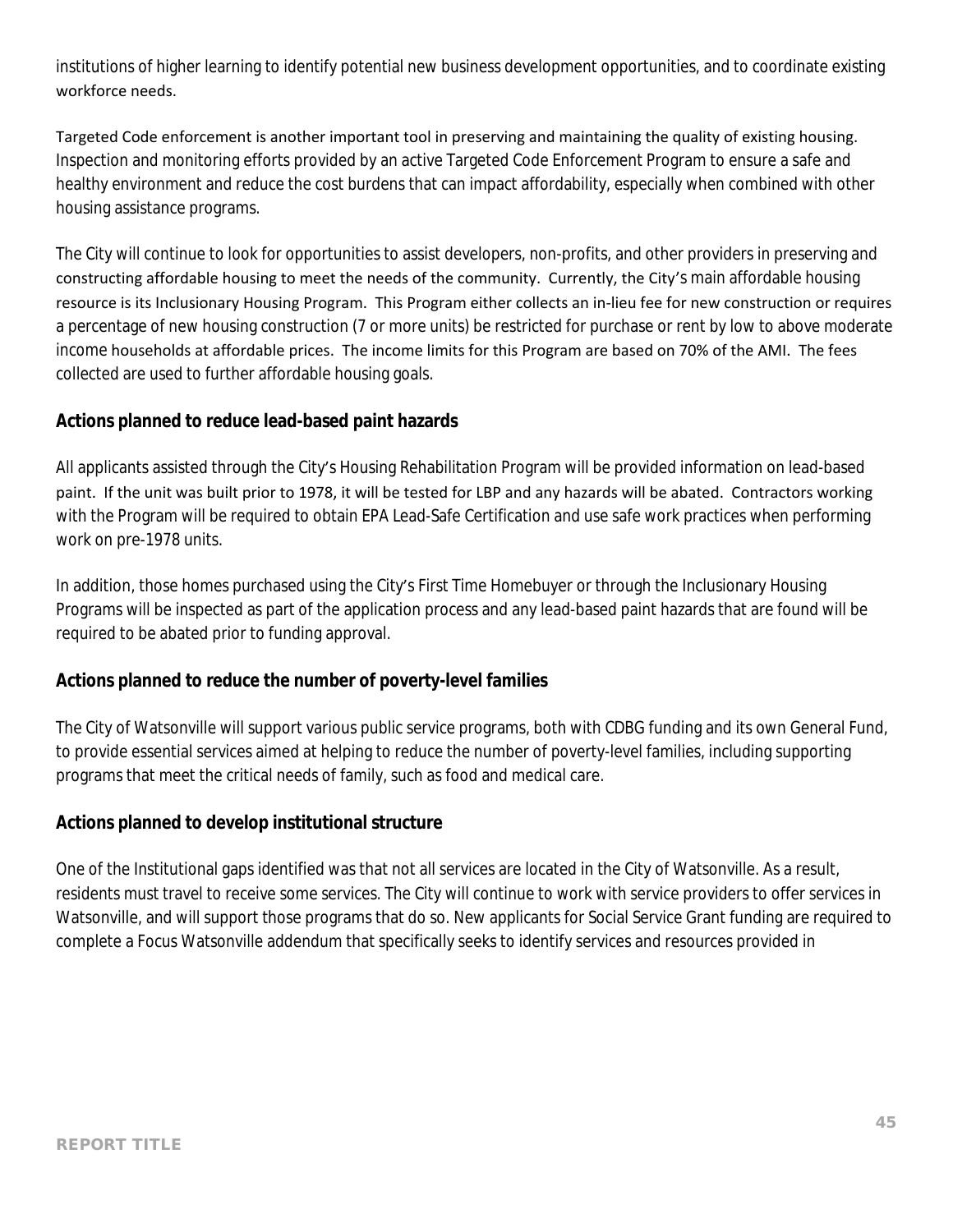institutions of higher learning to identify potential new business development opportunities, and to coordinate existing workforce needs.

Targeted Code enforcement is another important tool in preserving and maintaining the quality of existing housing. Inspection and monitoring efforts provided by an active Targeted Code Enforcement Program to ensure a safe and healthy environment and reduce the cost burdens that can impact affordability, especially when combined with other housing assistance programs.

The City will continue to look for opportunities to assist developers, non-profits, and other providers in preserving and constructing affordable housing to meet the needs of the community. Currently, the City's main affordable housing resource is its Inclusionary Housing Program. This Program either collects an in-lieu fee for new construction or requires a percentage of new housing construction (7 or more units) be restricted for purchase or rent by low to above moderate income households at affordable prices. The income limits for this Program are based on 70% of the AMI. The fees collected are used to further affordable housing goals.

## Actions planned to reduce lead-based paint hazards

All applicants assisted through the City's Housing Rehabilitation Program will be provided information on lead-based paint. If the unit was built prior to 1978, it will be tested for LBP and any hazards will be abated. Contractors working with the Program will be required to obtain EPA Lead-Safe Certification and use safe work practices when performing work on pre-1978 units.

In addition, those homes purchased using the City's First Time Homebuyer or through the Inclusionary Housing Programs will be inspected as part of the application process and any lead-based paint hazards that are found will be required to be abated prior to funding approval.

## Actions planned to reduce the number of poverty-level families

The City of Watsonville will support various public service programs, both with CDBG funding and its own General Fund, to provide essential services aimed at helping to reduce the number of poverty-level families, including supporting programs that meet the critical needs of family, such as food and medical care.

## Actions planned to develop institutional structure

One of the Institutional gaps identified was that not all services are located in the City of Watsonville. As a result, residents must travel to receive some services. The City will continue to work with service providers to offer services in Watsonville, and will support those programs that do so. New applicants for Social Service Grant funding are required to complete a Focus Watsonville addendum that specifically seeks to identify services and resources provided in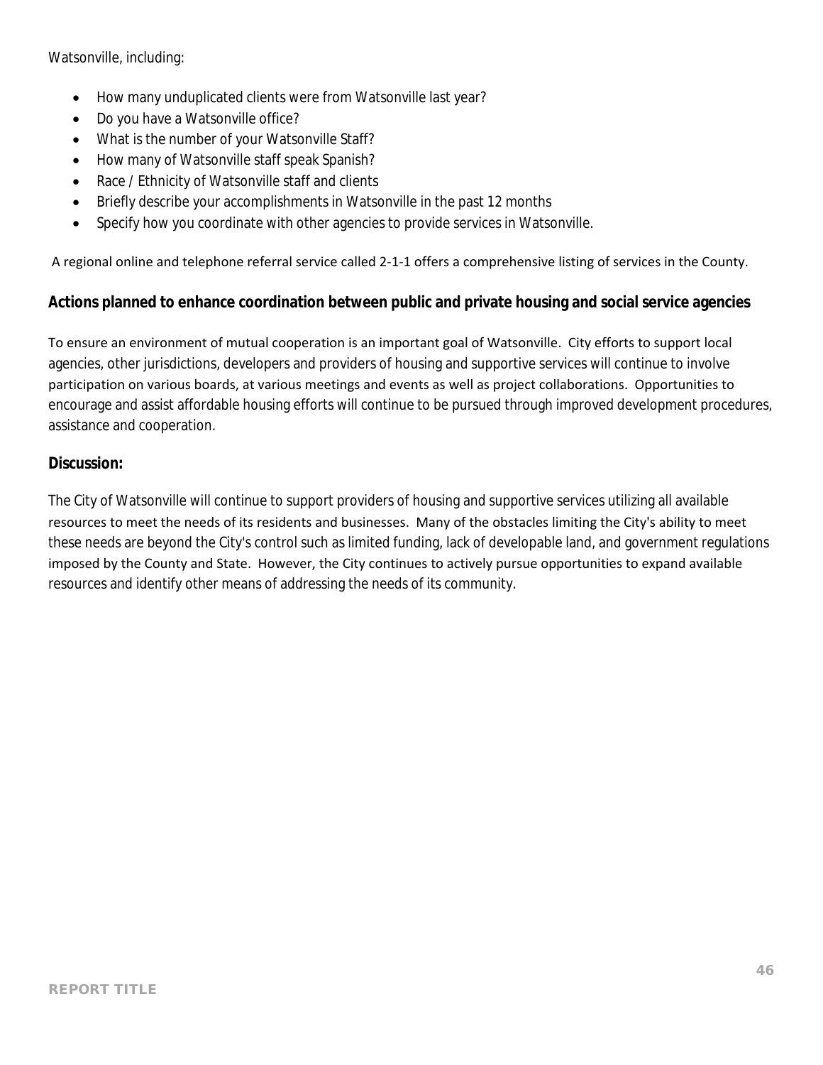Watsonville, including:

- How many unduplicated clients were from Watsonville last year?
- Do you have a Watsonville office?
- What is the number of your Watsonville Staff?
- How many of Watsonville staff speak Spanish?
- Race / Ethnicity of Watsonville staff and clients
- Briefly describe your accomplishments in Watsonville in the past 12 months
- Specify how you coordinate with other agencies to provide services in Watsonville.

A regional online and telephone referral service called 2-1-1 offers a comprehensive listing of services in the County.

## Actions planned to enhance coordination between public and private housing and social service agencies

To ensure an environment of mutual cooperation is an important goal of Watsonville. City efforts to support local agencies, other jurisdictions, developers and providers of housing and supportive services will continue to involve participation on various boards, at various meetings and events as well as project collaborations. Opportunities to encourage and assist affordable housing efforts will continue to be pursued through improved development procedures, assistance and cooperation.

## Discussion:

The City of Watsonville will continue to support providers of housing and supportive services utilizing all available resources to meet the needs of its residents and businesses. Many of the obstacles limiting the City's ability to meet these needs are beyond the City's control such as limited funding, lack of developable land, and government regulations imposed by the County and State. However, the City continues to actively pursue opportunities to expand available resources and identify other means of addressing the needs of its community.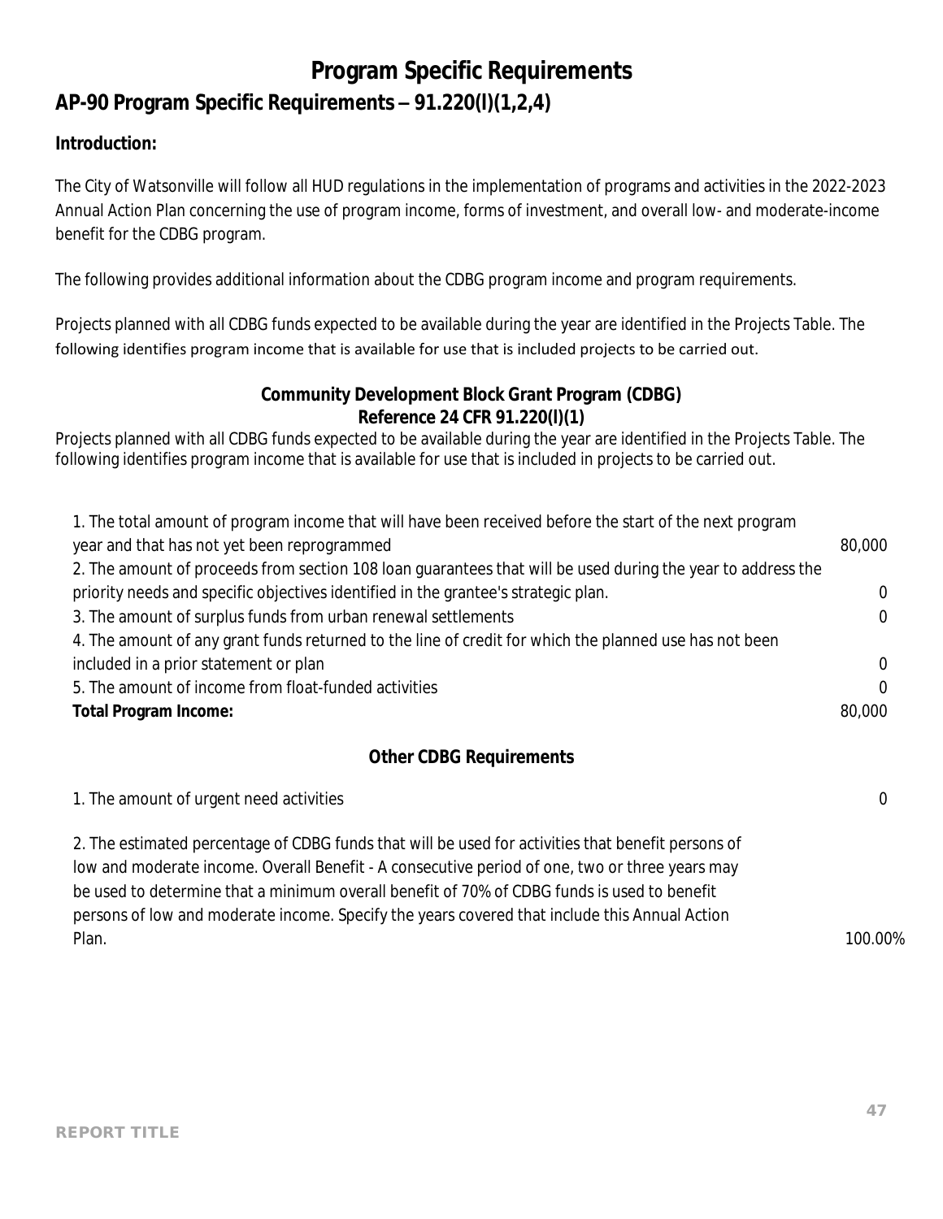# Program Specific Requirements

## AP-90 Program Specific Requirements – 91.220(l)(1,2,4)

**Introduction:**

The City of Watsonville will follow all HUD regulations in the implementation of programs and activities in the 2022-2023 Annual Action Plan concerning the use of program income, forms of investment, and overall low- and moderate-income benefit for the CDBG program.

The following provides additional information about the CDBG program income and program requirements.

Projects planned with all CDBG funds expected to be available during the year are identified in the Projects Table. The following identifies program income that is available for use that is included projects to be carried out.

### Community Development Block Grant Program (CDBG)
### Reference 24 CFR 91.220(l)(1)

Projects planned with all CDBG funds expected to be available during the year are identified in the Projects Table. The following identifies program income that is available for use that is included in projects to be carried out.

| | |
|---|---|
| 1. The total amount of program income that will have been received before the start of the next program year and that has not yet been reprogrammed | 80,000 |
| 2. The amount of proceeds from section 108 loan guarantees that will be used during the year to address the priority needs and specific objectives identified in the grantee's strategic plan. | 0 |
| 3. The amount of surplus funds from urban renewal settlements | 0 |
| 4. The amount of any grant funds returned to the line of credit for which the planned use has not been included in a prior statement or plan | 0 |
| 5. The amount of income from float-funded activities | 0 |
| **Total Program Income:** | 80,000 |

### Other CDBG Requirements

| | |
|---|---|
| 1. The amount of urgent need activities | 0 |
| 2. The estimated percentage of CDBG funds that will be used for activities that benefit persons of low and moderate income. Overall Benefit - A consecutive period of one, two or three years may be used to determine that a minimum overall benefit of 70% of CDBG funds is used to benefit persons of low and moderate income. Specify the years covered that include this Annual Action Plan. | 100.00% |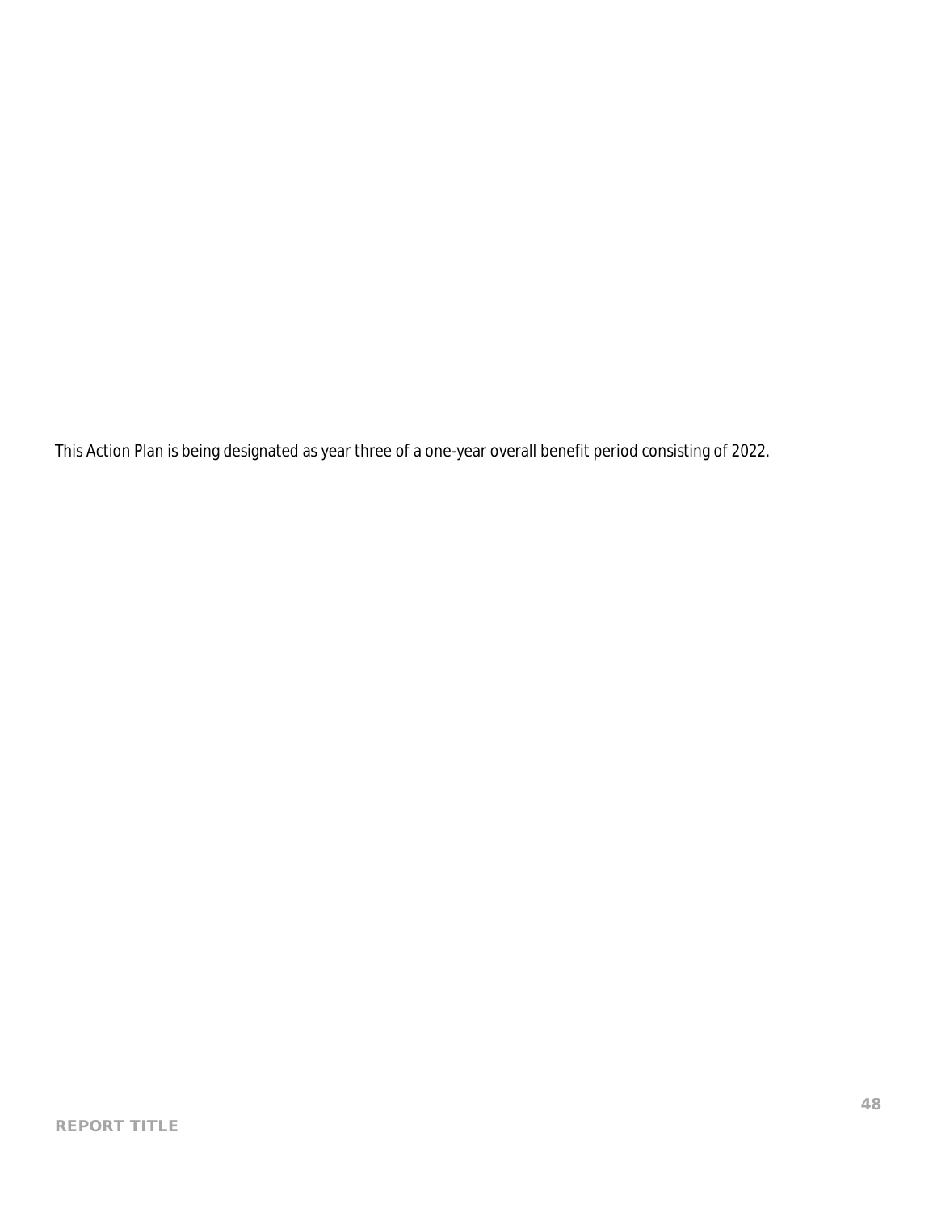This Action Plan is being designated as year three of a one-year overall benefit period consisting of 2022.